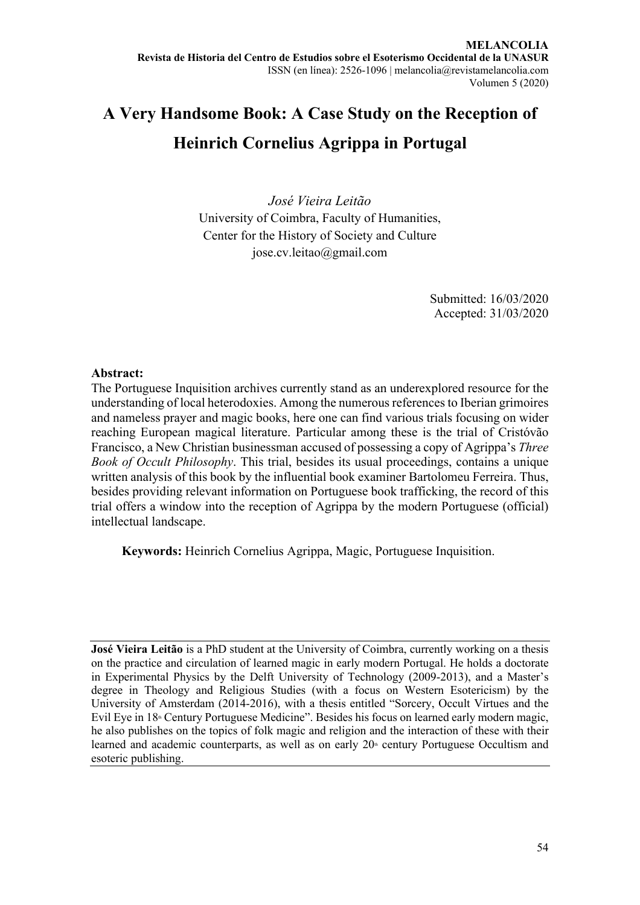**MELANCOLIA**
**Revista de Historia del Centro de Estudios sobre el Esoterismo Occidental de la UNASUR**
ISSN (en línea): 2526-1096 | melancolia@revistamelancolia.com
Volumen 5 (2020)

# A Very Handsome Book: A Case Study on the Reception of Heinrich Cornelius Agrippa in Portugal

*José Vieira Leitão*
University of Coimbra, Faculty of Humanities,
Center for the History of Society and Culture
jose.cv.leitao@gmail.com

Submitted: 16/03/2020
Accepted: 31/03/2020

**Abstract:**
The Portuguese Inquisition archives currently stand as an underexplored resource for the understanding of local heterodoxies. Among the numerous references to Iberian grimoires and nameless prayer and magic books, here one can find various trials focusing on wider reaching European magical literature. Particular among these is the trial of Cristóvão Francisco, a New Christian businessman accused of possessing a copy of Agrippa's *Three Book of Occult Philosophy*. This trial, besides its usual proceedings, contains a unique written analysis of this book by the influential book examiner Bartolomeu Ferreira. Thus, besides providing relevant information on Portuguese book trafficking, the record of this trial offers a window into the reception of Agrippa by the modern Portuguese (official) intellectual landscape.

**Keywords:** Heinrich Cornelius Agrippa, Magic, Portuguese Inquisition.

---

**José Vieira Leitão** is a PhD student at the University of Coimbra, currently working on a thesis on the practice and circulation of learned magic in early modern Portugal. He holds a doctorate in Experimental Physics by the Delft University of Technology (2009-2013), and a Master's degree in Theology and Religious Studies (with a focus on Western Esotericism) by the University of Amsterdam (2014-2016), with a thesis entitled "Sorcery, Occult Virtues and the Evil Eye in 18th Century Portuguese Medicine". Besides his focus on learned early modern magic, he also publishes on the topics of folk magic and religion and the interaction of these with their learned and academic counterparts, as well as on early 20th century Portuguese Occultism and esoteric publishing.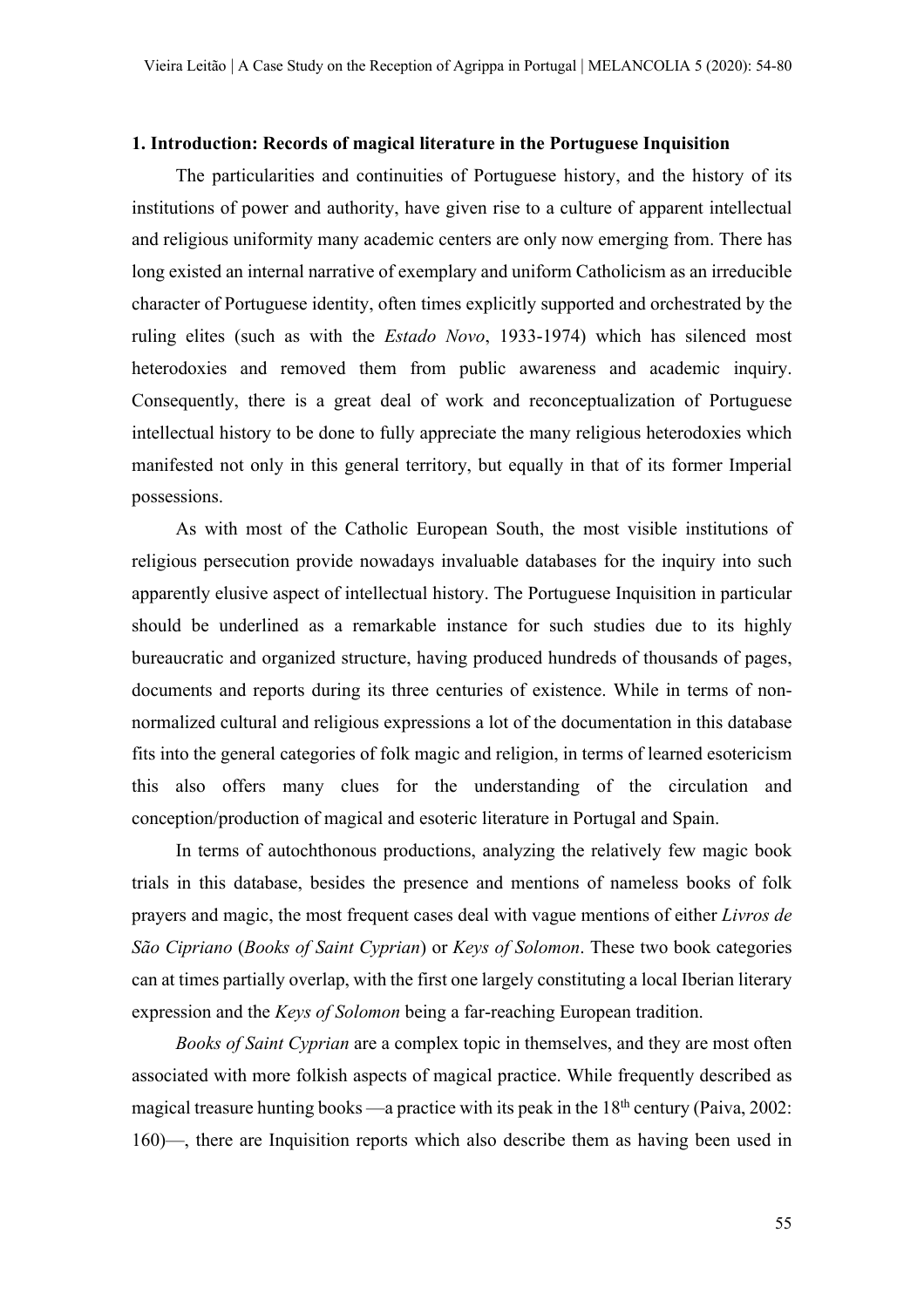## 1. Introduction: Records of magical literature in the Portuguese Inquisition

The particularities and continuities of Portuguese history, and the history of its institutions of power and authority, have given rise to a culture of apparent intellectual and religious uniformity many academic centers are only now emerging from. There has long existed an internal narrative of exemplary and uniform Catholicism as an irreducible character of Portuguese identity, often times explicitly supported and orchestrated by the ruling elites (such as with the *Estado Novo*, 1933-1974) which has silenced most heterodoxies and removed them from public awareness and academic inquiry. Consequently, there is a great deal of work and reconceptualization of Portuguese intellectual history to be done to fully appreciate the many religious heterodoxies which manifested not only in this general territory, but equally in that of its former Imperial possessions.

As with most of the Catholic European South, the most visible institutions of religious persecution provide nowadays invaluable databases for the inquiry into such apparently elusive aspect of intellectual history. The Portuguese Inquisition in particular should be underlined as a remarkable instance for such studies due to its highly bureaucratic and organized structure, having produced hundreds of thousands of pages, documents and reports during its three centuries of existence. While in terms of non-normalized cultural and religious expressions a lot of the documentation in this database fits into the general categories of folk magic and religion, in terms of learned esotericism this also offers many clues for the understanding of the circulation and conception/production of magical and esoteric literature in Portugal and Spain.

In terms of autochthonous productions, analyzing the relatively few magic book trials in this database, besides the presence and mentions of nameless books of folk prayers and magic, the most frequent cases deal with vague mentions of either *Livros de São Cipriano* (*Books of Saint Cyprian*) or *Keys of Solomon*. These two book categories can at times partially overlap, with the first one largely constituting a local Iberian literary expression and the *Keys of Solomon* being a far-reaching European tradition.

*Books of Saint Cyprian* are a complex topic in themselves, and they are most often associated with more folkish aspects of magical practice. While frequently described as magical treasure hunting books —a practice with its peak in the 18th century (Paiva, 2002: 160)—, there are Inquisition reports which also describe them as having been used in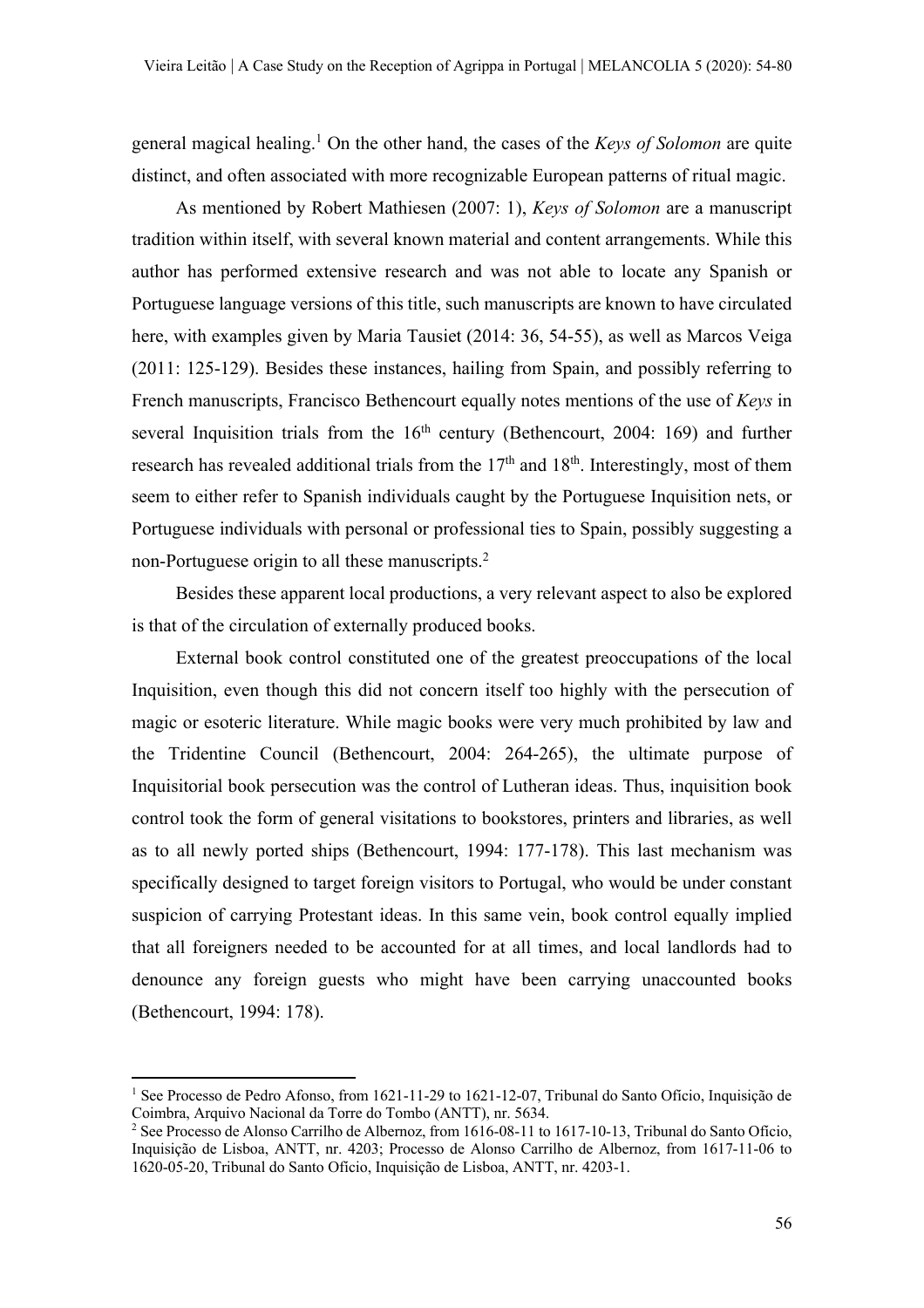general magical healing.[1] On the other hand, the cases of the *Keys of Solomon* are quite distinct, and often associated with more recognizable European patterns of ritual magic.

As mentioned by Robert Mathiesen (2007: 1), *Keys of Solomon* are a manuscript tradition within itself, with several known material and content arrangements. While this author has performed extensive research and was not able to locate any Spanish or Portuguese language versions of this title, such manuscripts are known to have circulated here, with examples given by Maria Tausiet (2014: 36, 54-55), as well as Marcos Veiga (2011: 125-129). Besides these instances, hailing from Spain, and possibly referring to French manuscripts, Francisco Bethencourt equally notes mentions of the use of *Keys* in several Inquisition trials from the 16th century (Bethencourt, 2004: 169) and further research has revealed additional trials from the 17th and 18th. Interestingly, most of them seem to either refer to Spanish individuals caught by the Portuguese Inquisition nets, or Portuguese individuals with personal or professional ties to Spain, possibly suggesting a non-Portuguese origin to all these manuscripts.[2]

Besides these apparent local productions, a very relevant aspect to also be explored is that of the circulation of externally produced books.

External book control constituted one of the greatest preoccupations of the local Inquisition, even though this did not concern itself too highly with the persecution of magic or esoteric literature. While magic books were very much prohibited by law and the Tridentine Council (Bethencourt, 2004: 264-265), the ultimate purpose of Inquisitorial book persecution was the control of Lutheran ideas. Thus, inquisition book control took the form of general visitations to bookstores, printers and libraries, as well as to all newly ported ships (Bethencourt, 1994: 177-178). This last mechanism was specifically designed to target foreign visitors to Portugal, who would be under constant suspicion of carrying Protestant ideas. In this same vein, book control equally implied that all foreigners needed to be accounted for at all times, and local landlords had to denounce any foreign guests who might have been carrying unaccounted books (Bethencourt, 1994: 178).

---

[1] See Processo de Pedro Afonso, from 1621-11-29 to 1621-12-07, Tribunal do Santo Ofício, Inquisição de Coimbra, Arquivo Nacional da Torre do Tombo (ANTT), nr. 5634.

[2] See Processo de Alonso Carrilho de Albernoz, from 1616-08-11 to 1617-10-13, Tribunal do Santo Ofício, Inquisição de Lisboa, ANTT, nr. 4203; Processo de Alonso Carrilho de Albernoz, from 1617-11-06 to 1620-05-20, Tribunal do Santo Ofício, Inquisição de Lisboa, ANTT, nr. 4203-1.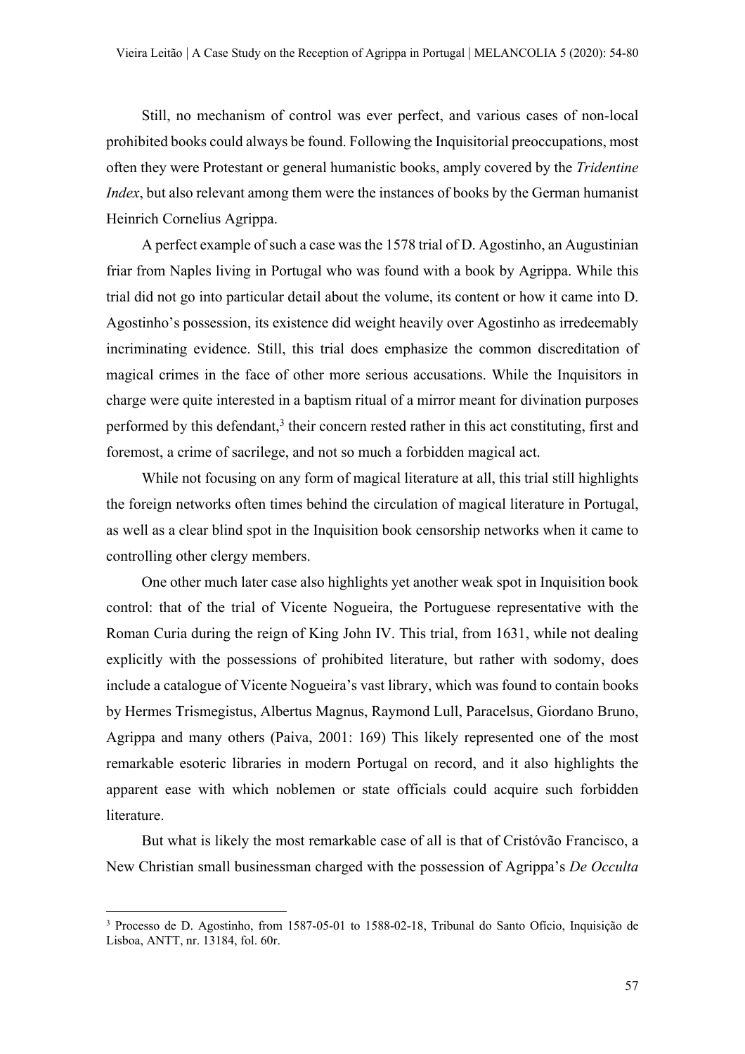Still, no mechanism of control was ever perfect, and various cases of non-local prohibited books could always be found. Following the Inquisitorial preoccupations, most often they were Protestant or general humanistic books, amply covered by the *Tridentine Index*, but also relevant among them were the instances of books by the German humanist Heinrich Cornelius Agrippa.

A perfect example of such a case was the 1578 trial of D. Agostinho, an Augustinian friar from Naples living in Portugal who was found with a book by Agrippa. While this trial did not go into particular detail about the volume, its content or how it came into D. Agostinho's possession, its existence did weight heavily over Agostinho as irredeemably incriminating evidence. Still, this trial does emphasize the common discreditation of magical crimes in the face of other more serious accusations. While the Inquisitors in charge were quite interested in a baptism ritual of a mirror meant for divination purposes performed by this defendant,[3] their concern rested rather in this act constituting, first and foremost, a crime of sacrilege, and not so much a forbidden magical act.

While not focusing on any form of magical literature at all, this trial still highlights the foreign networks often times behind the circulation of magical literature in Portugal, as well as a clear blind spot in the Inquisition book censorship networks when it came to controlling other clergy members.

One other much later case also highlights yet another weak spot in Inquisition book control: that of the trial of Vicente Nogueira, the Portuguese representative with the Roman Curia during the reign of King John IV. This trial, from 1631, while not dealing explicitly with the possessions of prohibited literature, but rather with sodomy, does include a catalogue of Vicente Nogueira's vast library, which was found to contain books by Hermes Trismegistus, Albertus Magnus, Raymond Lull, Paracelsus, Giordano Bruno, Agrippa and many others (Paiva, 2001: 169) This likely represented one of the most remarkable esoteric libraries in modern Portugal on record, and it also highlights the apparent ease with which noblemen or state officials could acquire such forbidden literature.

But what is likely the most remarkable case of all is that of Cristóvão Francisco, a New Christian small businessman charged with the possession of Agrippa's *De Occulta*

---

[3] Processo de D. Agostinho, from 1587-05-01 to 1588-02-18, Tribunal do Santo Ofício, Inquisição de Lisboa, ANTT, nr. 13184, fol. 60r.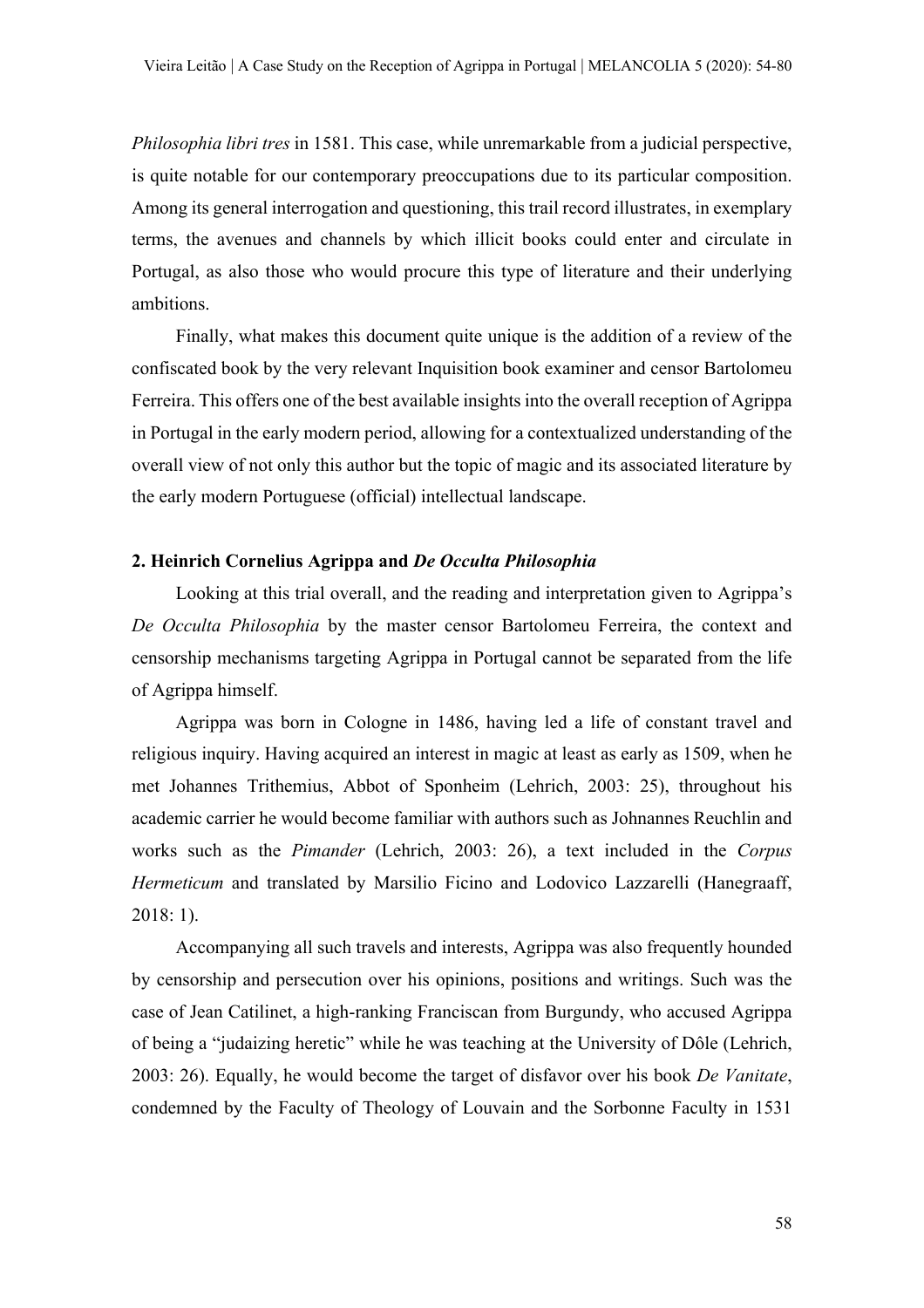*Philosophia libri tres* in 1581. This case, while unremarkable from a judicial perspective, is quite notable for our contemporary preoccupations due to its particular composition. Among its general interrogation and questioning, this trail record illustrates, in exemplary terms, the avenues and channels by which illicit books could enter and circulate in Portugal, as also those who would procure this type of literature and their underlying ambitions.

Finally, what makes this document quite unique is the addition of a review of the confiscated book by the very relevant Inquisition book examiner and censor Bartolomeu Ferreira. This offers one of the best available insights into the overall reception of Agrippa in Portugal in the early modern period, allowing for a contextualized understanding of the overall view of not only this author but the topic of magic and its associated literature by the early modern Portuguese (official) intellectual landscape.

## 2. Heinrich Cornelius Agrippa and *De Occulta Philosophia*

Looking at this trial overall, and the reading and interpretation given to Agrippa's *De Occulta Philosophia* by the master censor Bartolomeu Ferreira, the context and censorship mechanisms targeting Agrippa in Portugal cannot be separated from the life of Agrippa himself.

Agrippa was born in Cologne in 1486, having led a life of constant travel and religious inquiry. Having acquired an interest in magic at least as early as 1509, when he met Johannes Trithemius, Abbot of Sponheim (Lehrich, 2003: 25), throughout his academic carrier he would become familiar with authors such as Johnannes Reuchlin and works such as the *Pimander* (Lehrich, 2003: 26), a text included in the *Corpus Hermeticum* and translated by Marsilio Ficino and Lodovico Lazzarelli (Hanegraaff, 2018: 1).

Accompanying all such travels and interests, Agrippa was also frequently hounded by censorship and persecution over his opinions, positions and writings. Such was the case of Jean Catilinet, a high-ranking Franciscan from Burgundy, who accused Agrippa of being a "judaizing heretic" while he was teaching at the University of Dôle (Lehrich, 2003: 26). Equally, he would become the target of disfavor over his book *De Vanitate*, condemned by the Faculty of Theology of Louvain and the Sorbonne Faculty in 1531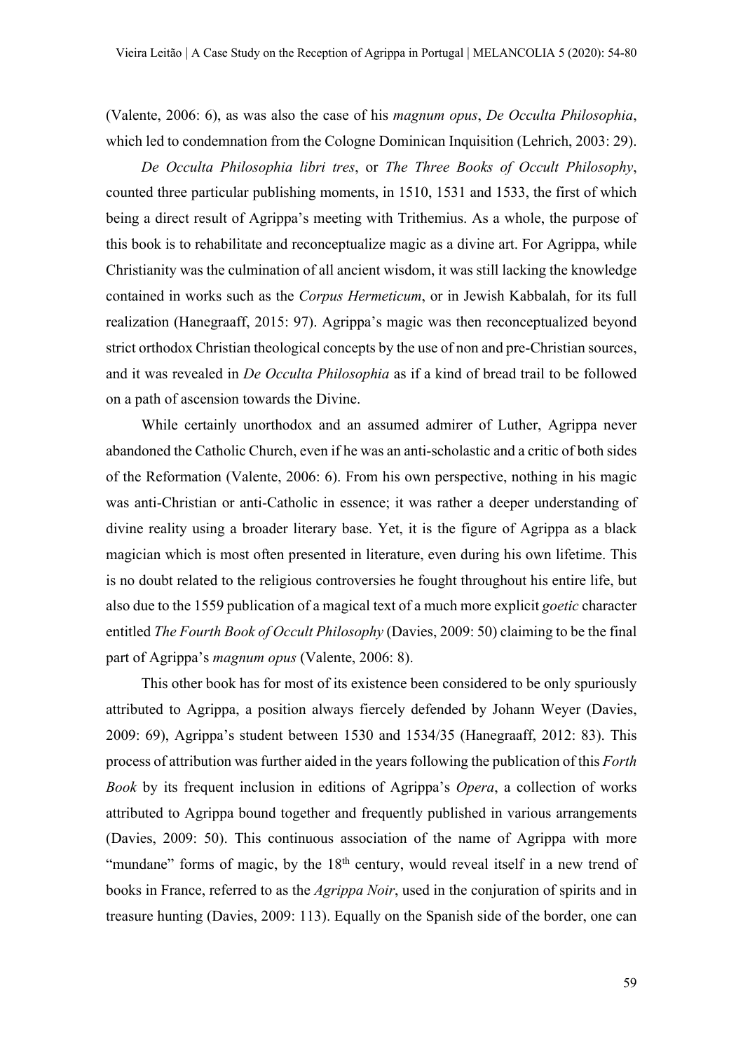(Valente, 2006: 6), as was also the case of his *magnum opus*, *De Occulta Philosophia*, which led to condemnation from the Cologne Dominican Inquisition (Lehrich, 2003: 29).

*De Occulta Philosophia libri tres*, or *The Three Books of Occult Philosophy*, counted three particular publishing moments, in 1510, 1531 and 1533, the first of which being a direct result of Agrippa's meeting with Trithemius. As a whole, the purpose of this book is to rehabilitate and reconceptualize magic as a divine art. For Agrippa, while Christianity was the culmination of all ancient wisdom, it was still lacking the knowledge contained in works such as the *Corpus Hermeticum*, or in Jewish Kabbalah, for its full realization (Hanegraaff, 2015: 97). Agrippa's magic was then reconceptualized beyond strict orthodox Christian theological concepts by the use of non and pre-Christian sources, and it was revealed in *De Occulta Philosophia* as if a kind of bread trail to be followed on a path of ascension towards the Divine.

While certainly unorthodox and an assumed admirer of Luther, Agrippa never abandoned the Catholic Church, even if he was an anti-scholastic and a critic of both sides of the Reformation (Valente, 2006: 6). From his own perspective, nothing in his magic was anti-Christian or anti-Catholic in essence; it was rather a deeper understanding of divine reality using a broader literary base. Yet, it is the figure of Agrippa as a black magician which is most often presented in literature, even during his own lifetime. This is no doubt related to the religious controversies he fought throughout his entire life, but also due to the 1559 publication of a magical text of a much more explicit *goetic* character entitled *The Fourth Book of Occult Philosophy* (Davies, 2009: 50) claiming to be the final part of Agrippa's *magnum opus* (Valente, 2006: 8).

This other book has for most of its existence been considered to be only spuriously attributed to Agrippa, a position always fiercely defended by Johann Weyer (Davies, 2009: 69), Agrippa's student between 1530 and 1534/35 (Hanegraaff, 2012: 83). This process of attribution was further aided in the years following the publication of this *Forth Book* by its frequent inclusion in editions of Agrippa's *Opera*, a collection of works attributed to Agrippa bound together and frequently published in various arrangements (Davies, 2009: 50). This continuous association of the name of Agrippa with more "mundane" forms of magic, by the 18th century, would reveal itself in a new trend of books in France, referred to as the *Agrippa Noir*, used in the conjuration of spirits and in treasure hunting (Davies, 2009: 113). Equally on the Spanish side of the border, one can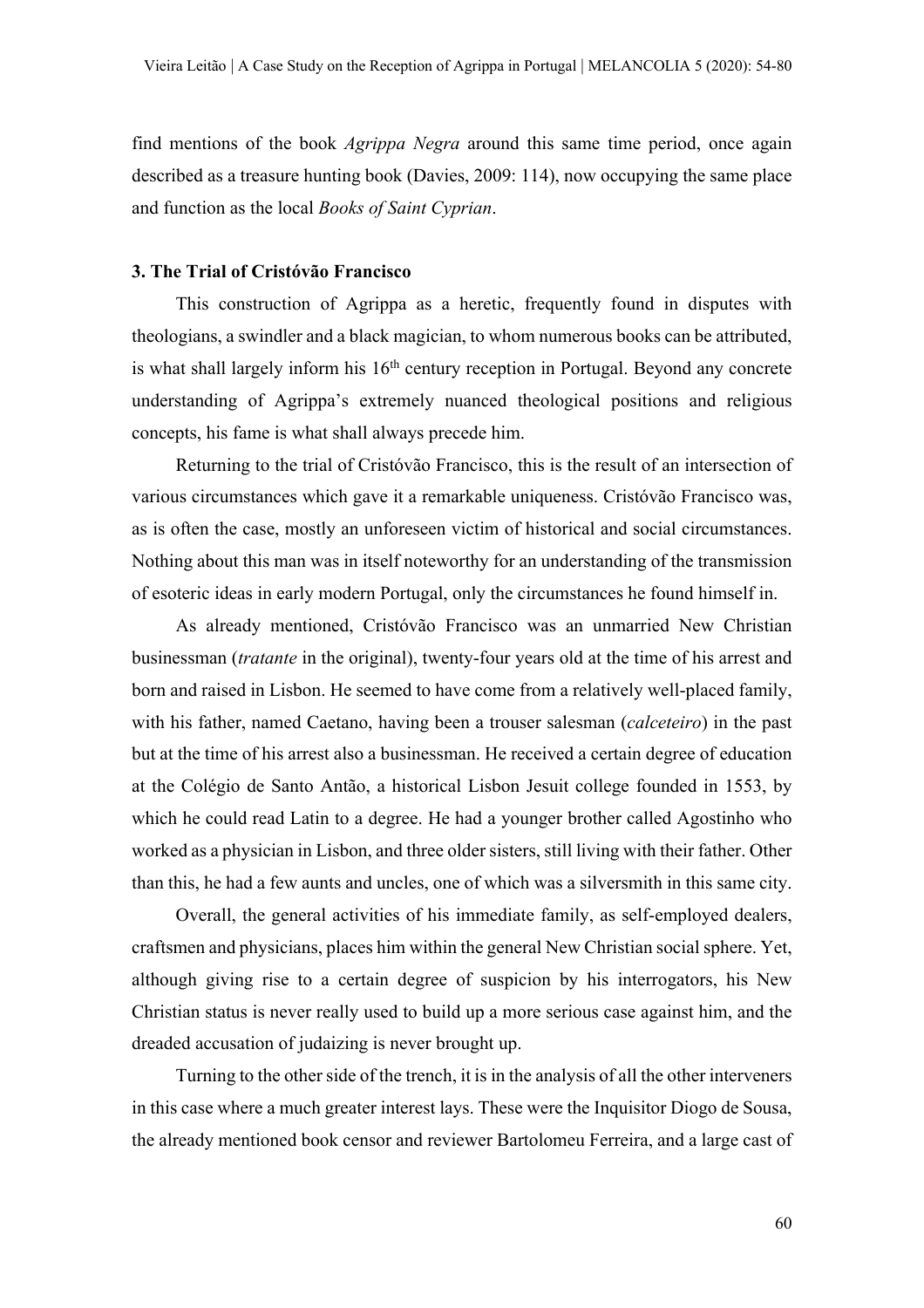find mentions of the book *Agrippa Negra* around this same time period, once again described as a treasure hunting book (Davies, 2009: 114), now occupying the same place and function as the local *Books of Saint Cyprian*.

### 3. The Trial of Cristóvão Francisco

This construction of Agrippa as a heretic, frequently found in disputes with theologians, a swindler and a black magician, to whom numerous books can be attributed, is what shall largely inform his 16th century reception in Portugal. Beyond any concrete understanding of Agrippa's extremely nuanced theological positions and religious concepts, his fame is what shall always precede him.

Returning to the trial of Cristóvão Francisco, this is the result of an intersection of various circumstances which gave it a remarkable uniqueness. Cristóvão Francisco was, as is often the case, mostly an unforeseen victim of historical and social circumstances. Nothing about this man was in itself noteworthy for an understanding of the transmission of esoteric ideas in early modern Portugal, only the circumstances he found himself in.

As already mentioned, Cristóvão Francisco was an unmarried New Christian businessman (*tratante* in the original), twenty-four years old at the time of his arrest and born and raised in Lisbon. He seemed to have come from a relatively well-placed family, with his father, named Caetano, having been a trouser salesman (*calceteiro*) in the past but at the time of his arrest also a businessman. He received a certain degree of education at the Colégio de Santo Antão, a historical Lisbon Jesuit college founded in 1553, by which he could read Latin to a degree. He had a younger brother called Agostinho who worked as a physician in Lisbon, and three older sisters, still living with their father. Other than this, he had a few aunts and uncles, one of which was a silversmith in this same city.

Overall, the general activities of his immediate family, as self-employed dealers, craftsmen and physicians, places him within the general New Christian social sphere. Yet, although giving rise to a certain degree of suspicion by his interrogators, his New Christian status is never really used to build up a more serious case against him, and the dreaded accusation of judaizing is never brought up.

Turning to the other side of the trench, it is in the analysis of all the other interveners in this case where a much greater interest lays. These were the Inquisitor Diogo de Sousa, the already mentioned book censor and reviewer Bartolomeu Ferreira, and a large cast of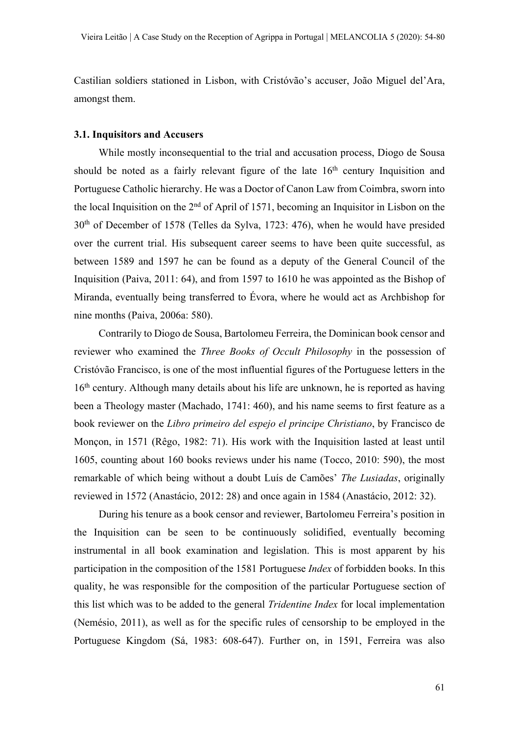Castilian soldiers stationed in Lisbon, with Cristóvão's accuser, João Miguel del'Ara, amongst them.

### 3.1. Inquisitors and Accusers

While mostly inconsequential to the trial and accusation process, Diogo de Sousa should be noted as a fairly relevant figure of the late 16th century Inquisition and Portuguese Catholic hierarchy. He was a Doctor of Canon Law from Coimbra, sworn into the local Inquisition on the 2nd of April of 1571, becoming an Inquisitor in Lisbon on the 30th of December of 1578 (Telles da Sylva, 1723: 476), when he would have presided over the current trial. His subsequent career seems to have been quite successful, as between 1589 and 1597 he can be found as a deputy of the General Council of the Inquisition (Paiva, 2011: 64), and from 1597 to 1610 he was appointed as the Bishop of Miranda, eventually being transferred to Évora, where he would act as Archbishop for nine months (Paiva, 2006a: 580).

Contrarily to Diogo de Sousa, Bartolomeu Ferreira, the Dominican book censor and reviewer who examined the *Three Books of Occult Philosophy* in the possession of Cristóvão Francisco, is one of the most influential figures of the Portuguese letters in the 16th century. Although many details about his life are unknown, he is reported as having been a Theology master (Machado, 1741: 460), and his name seems to first feature as a book reviewer on the *Libro primeiro del espejo el principe Christiano*, by Francisco de Monçon, in 1571 (Rêgo, 1982: 71). His work with the Inquisition lasted at least until 1605, counting about 160 books reviews under his name (Tocco, 2010: 590), the most remarkable of which being without a doubt Luís de Camões' *The Lusiadas*, originally reviewed in 1572 (Anastácio, 2012: 28) and once again in 1584 (Anastácio, 2012: 32).

During his tenure as a book censor and reviewer, Bartolomeu Ferreira's position in the Inquisition can be seen to be continuously solidified, eventually becoming instrumental in all book examination and legislation. This is most apparent by his participation in the composition of the 1581 Portuguese *Index* of forbidden books. In this quality, he was responsible for the composition of the particular Portuguese section of this list which was to be added to the general *Tridentine Index* for local implementation (Nemésio, 2011), as well as for the specific rules of censorship to be employed in the Portuguese Kingdom (Sá, 1983: 608-647). Further on, in 1591, Ferreira was also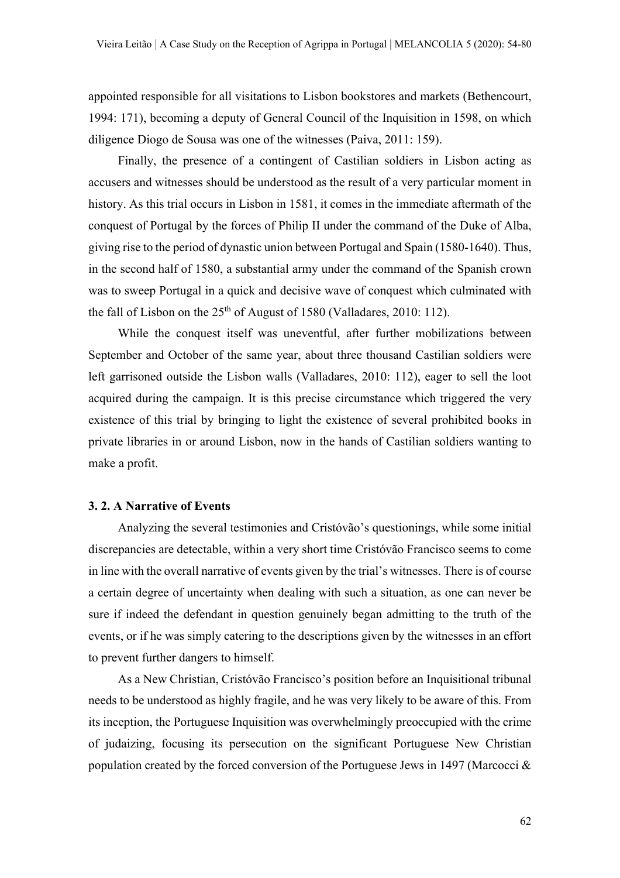appointed responsible for all visitations to Lisbon bookstores and markets (Bethencourt, 1994: 171), becoming a deputy of General Council of the Inquisition in 1598, on which diligence Diogo de Sousa was one of the witnesses (Paiva, 2011: 159).

Finally, the presence of a contingent of Castilian soldiers in Lisbon acting as accusers and witnesses should be understood as the result of a very particular moment in history. As this trial occurs in Lisbon in 1581, it comes in the immediate aftermath of the conquest of Portugal by the forces of Philip II under the command of the Duke of Alba, giving rise to the period of dynastic union between Portugal and Spain (1580-1640). Thus, in the second half of 1580, a substantial army under the command of the Spanish crown was to sweep Portugal in a quick and decisive wave of conquest which culminated with the fall of Lisbon on the 25th of August of 1580 (Valladares, 2010: 112).

While the conquest itself was uneventful, after further mobilizations between September and October of the same year, about three thousand Castilian soldiers were left garrisoned outside the Lisbon walls (Valladares, 2010: 112), eager to sell the loot acquired during the campaign. It is this precise circumstance which triggered the very existence of this trial by bringing to light the existence of several prohibited books in private libraries in or around Lisbon, now in the hands of Castilian soldiers wanting to make a profit.

### 3. 2. A Narrative of Events

Analyzing the several testimonies and Cristóvão's questionings, while some initial discrepancies are detectable, within a very short time Cristóvão Francisco seems to come in line with the overall narrative of events given by the trial's witnesses. There is of course a certain degree of uncertainty when dealing with such a situation, as one can never be sure if indeed the defendant in question genuinely began admitting to the truth of the events, or if he was simply catering to the descriptions given by the witnesses in an effort to prevent further dangers to himself.

As a New Christian, Cristóvão Francisco's position before an Inquisitional tribunal needs to be understood as highly fragile, and he was very likely to be aware of this. From its inception, the Portuguese Inquisition was overwhelmingly preoccupied with the crime of judaizing, focusing its persecution on the significant Portuguese New Christian population created by the forced conversion of the Portuguese Jews in 1497 (Marcocci &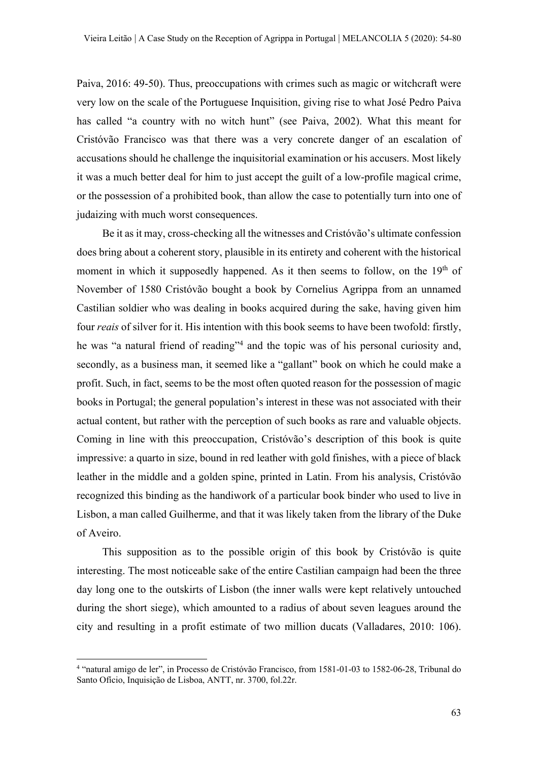Paiva, 2016: 49-50). Thus, preoccupations with crimes such as magic or witchcraft were very low on the scale of the Portuguese Inquisition, giving rise to what José Pedro Paiva has called "a country with no witch hunt" (see Paiva, 2002). What this meant for Cristóvão Francisco was that there was a very concrete danger of an escalation of accusations should he challenge the inquisitorial examination or his accusers. Most likely it was a much better deal for him to just accept the guilt of a low-profile magical crime, or the possession of a prohibited book, than allow the case to potentially turn into one of judaizing with much worst consequences.

Be it as it may, cross-checking all the witnesses and Cristóvão's ultimate confession does bring about a coherent story, plausible in its entirety and coherent with the historical moment in which it supposedly happened. As it then seems to follow, on the 19th of November of 1580 Cristóvão bought a book by Cornelius Agrippa from an unnamed Castilian soldier who was dealing in books acquired during the sake, having given him four *reais* of silver for it. His intention with this book seems to have been twofold: firstly, he was "a natural friend of reading"[4] and the topic was of his personal curiosity and, secondly, as a business man, it seemed like a "gallant" book on which he could make a profit. Such, in fact, seems to be the most often quoted reason for the possession of magic books in Portugal; the general population's interest in these was not associated with their actual content, but rather with the perception of such books as rare and valuable objects. Coming in line with this preoccupation, Cristóvão's description of this book is quite impressive: a quarto in size, bound in red leather with gold finishes, with a piece of black leather in the middle and a golden spine, printed in Latin. From his analysis, Cristóvão recognized this binding as the handiwork of a particular book binder who used to live in Lisbon, a man called Guilherme, and that it was likely taken from the library of the Duke of Aveiro.

This supposition as to the possible origin of this book by Cristóvão is quite interesting. The most noticeable sake of the entire Castilian campaign had been the three day long one to the outskirts of Lisbon (the inner walls were kept relatively untouched during the short siege), which amounted to a radius of about seven leagues around the city and resulting in a profit estimate of two million ducats (Valladares, 2010: 106).

[4] "natural amigo de ler", in Processo de Cristóvão Francisco, from 1581-01-03 to 1582-06-28, Tribunal do Santo Ofício, Inquisição de Lisboa, ANTT, nr. 3700, fol.22r.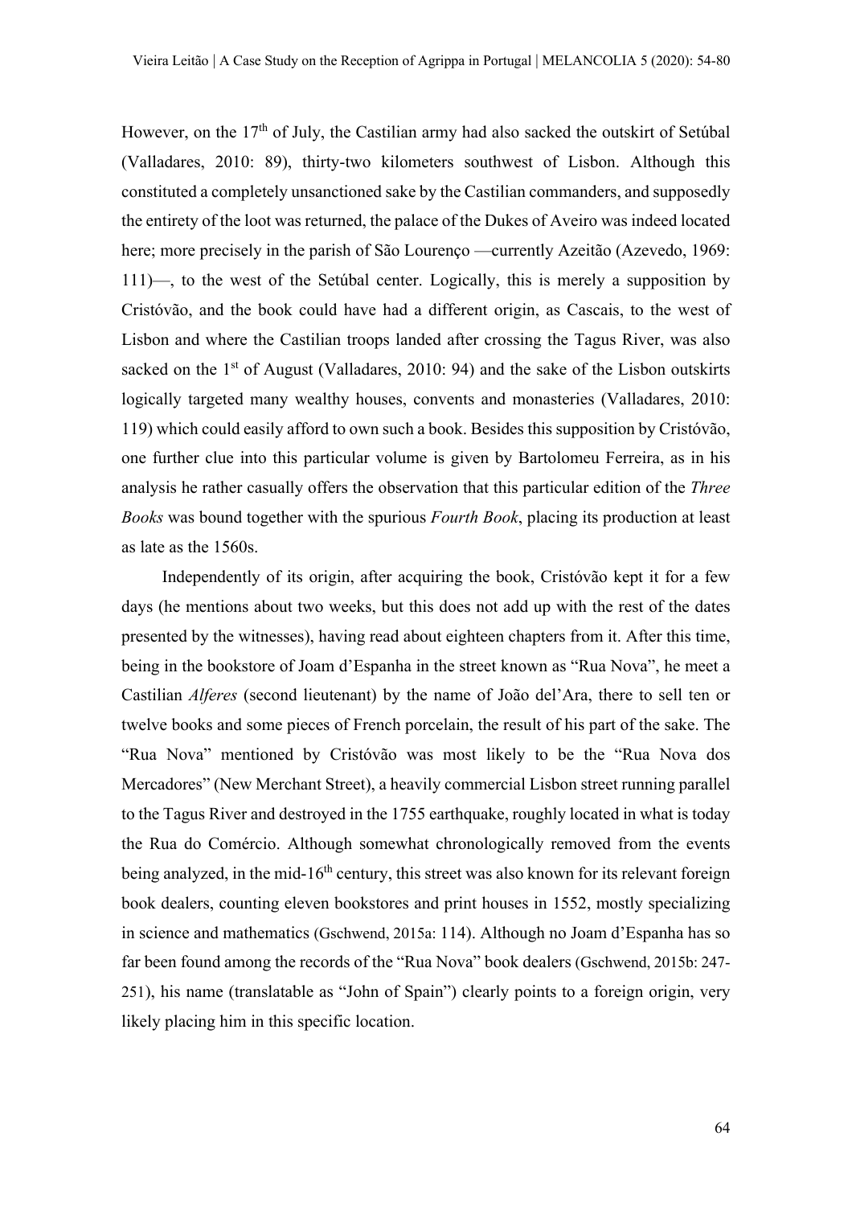However, on the 17th of July, the Castilian army had also sacked the outskirt of Setúbal (Valladares, 2010: 89), thirty-two kilometers southwest of Lisbon. Although this constituted a completely unsanctioned sake by the Castilian commanders, and supposedly the entirety of the loot was returned, the palace of the Dukes of Aveiro was indeed located here; more precisely in the parish of São Lourenço —currently Azeitão (Azevedo, 1969: 111)—, to the west of the Setúbal center. Logically, this is merely a supposition by Cristóvão, and the book could have had a different origin, as Cascais, to the west of Lisbon and where the Castilian troops landed after crossing the Tagus River, was also sacked on the 1st of August (Valladares, 2010: 94) and the sake of the Lisbon outskirts logically targeted many wealthy houses, convents and monasteries (Valladares, 2010: 119) which could easily afford to own such a book. Besides this supposition by Cristóvão, one further clue into this particular volume is given by Bartolomeu Ferreira, as in his analysis he rather casually offers the observation that this particular edition of the *Three Books* was bound together with the spurious *Fourth Book*, placing its production at least as late as the 1560s.

Independently of its origin, after acquiring the book, Cristóvão kept it for a few days (he mentions about two weeks, but this does not add up with the rest of the dates presented by the witnesses), having read about eighteen chapters from it. After this time, being in the bookstore of Joam d'Espanha in the street known as "Rua Nova", he meet a Castilian *Alferes* (second lieutenant) by the name of João del'Ara, there to sell ten or twelve books and some pieces of French porcelain, the result of his part of the sake. The "Rua Nova" mentioned by Cristóvão was most likely to be the "Rua Nova dos Mercadores" (New Merchant Street), a heavily commercial Lisbon street running parallel to the Tagus River and destroyed in the 1755 earthquake, roughly located in what is today the Rua do Comércio. Although somewhat chronologically removed from the events being analyzed, in the mid-16th century, this street was also known for its relevant foreign book dealers, counting eleven bookstores and print houses in 1552, mostly specializing in science and mathematics (Gschwend, 2015a: 114). Although no Joam d'Espanha has so far been found among the records of the "Rua Nova" book dealers (Gschwend, 2015b: 247-251), his name (translatable as "John of Spain") clearly points to a foreign origin, very likely placing him in this specific location.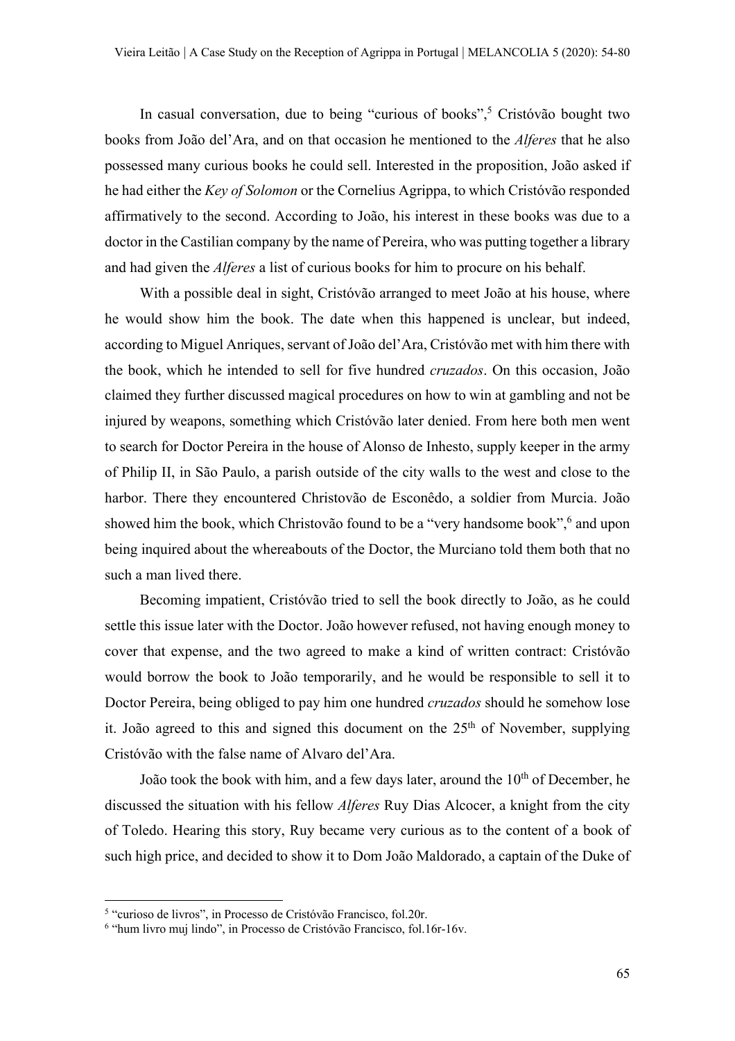In casual conversation, due to being "curious of books",[5] Cristóvão bought two books from João del'Ara, and on that occasion he mentioned to the *Alferes* that he also possessed many curious books he could sell. Interested in the proposition, João asked if he had either the *Key of Solomon* or the Cornelius Agrippa, to which Cristóvão responded affirmatively to the second. According to João, his interest in these books was due to a doctor in the Castilian company by the name of Pereira, who was putting together a library and had given the *Alferes* a list of curious books for him to procure on his behalf.

With a possible deal in sight, Cristóvão arranged to meet João at his house, where he would show him the book. The date when this happened is unclear, but indeed, according to Miguel Anriques, servant of João del'Ara, Cristóvão met with him there with the book, which he intended to sell for five hundred *cruzados*. On this occasion, João claimed they further discussed magical procedures on how to win at gambling and not be injured by weapons, something which Cristóvão later denied. From here both men went to search for Doctor Pereira in the house of Alonso de Inhesto, supply keeper in the army of Philip II, in São Paulo, a parish outside of the city walls to the west and close to the harbor. There they encountered Christovão de Esconêdo, a soldier from Murcia. João showed him the book, which Christovão found to be a "very handsome book",[6] and upon being inquired about the whereabouts of the Doctor, the Murciano told them both that no such a man lived there.

Becoming impatient, Cristóvão tried to sell the book directly to João, as he could settle this issue later with the Doctor. João however refused, not having enough money to cover that expense, and the two agreed to make a kind of written contract: Cristóvão would borrow the book to João temporarily, and he would be responsible to sell it to Doctor Pereira, being obliged to pay him one hundred *cruzados* should he somehow lose it. João agreed to this and signed this document on the 25th of November, supplying Cristóvão with the false name of Alvaro del'Ara.

João took the book with him, and a few days later, around the 10th of December, he discussed the situation with his fellow *Alferes* Ruy Dias Alcocer, a knight from the city of Toledo. Hearing this story, Ruy became very curious as to the content of a book of such high price, and decided to show it to Dom João Maldorado, a captain of the Duke of

---

[5] "curioso de livros", in Processo de Cristóvão Francisco, fol.20r.

[6] "hum livro muj lindo", in Processo de Cristóvão Francisco, fol.16r-16v.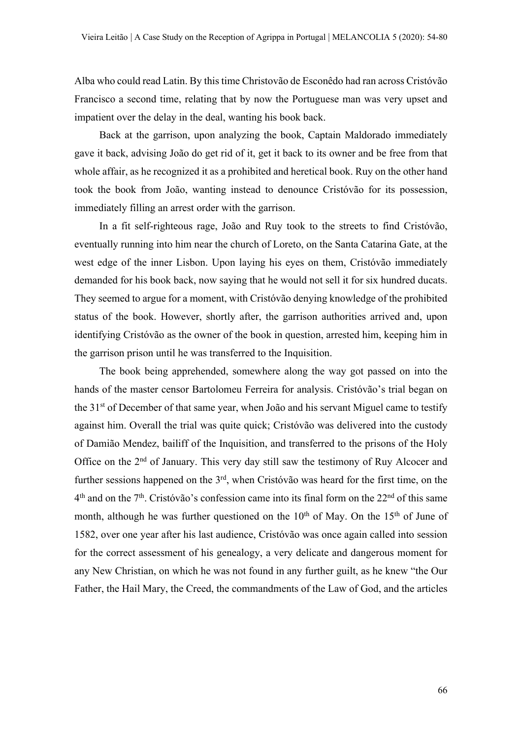Alba who could read Latin. By this time Christovão de Esconêdo had ran across Cristóvão Francisco a second time, relating that by now the Portuguese man was very upset and impatient over the delay in the deal, wanting his book back.

Back at the garrison, upon analyzing the book, Captain Maldorado immediately gave it back, advising João do get rid of it, get it back to its owner and be free from that whole affair, as he recognized it as a prohibited and heretical book. Ruy on the other hand took the book from João, wanting instead to denounce Cristóvão for its possession, immediately filling an arrest order with the garrison.

In a fit self-righteous rage, João and Ruy took to the streets to find Cristóvão, eventually running into him near the church of Loreto, on the Santa Catarina Gate, at the west edge of the inner Lisbon. Upon laying his eyes on them, Cristóvão immediately demanded for his book back, now saying that he would not sell it for six hundred ducats. They seemed to argue for a moment, with Cristóvão denying knowledge of the prohibited status of the book. However, shortly after, the garrison authorities arrived and, upon identifying Cristóvão as the owner of the book in question, arrested him, keeping him in the garrison prison until he was transferred to the Inquisition.

The book being apprehended, somewhere along the way got passed on into the hands of the master censor Bartolomeu Ferreira for analysis. Cristóvão's trial began on the 31st of December of that same year, when João and his servant Miguel came to testify against him. Overall the trial was quite quick; Cristóvão was delivered into the custody of Damião Mendez, bailiff of the Inquisition, and transferred to the prisons of the Holy Office on the 2nd of January. This very day still saw the testimony of Ruy Alcocer and further sessions happened on the 3rd, when Cristóvão was heard for the first time, on the 4th and on the 7th. Cristóvão's confession came into its final form on the 22nd of this same month, although he was further questioned on the 10th of May. On the 15th of June of 1582, over one year after his last audience, Cristóvão was once again called into session for the correct assessment of his genealogy, a very delicate and dangerous moment for any New Christian, on which he was not found in any further guilt, as he knew "the Our Father, the Hail Mary, the Creed, the commandments of the Law of God, and the articles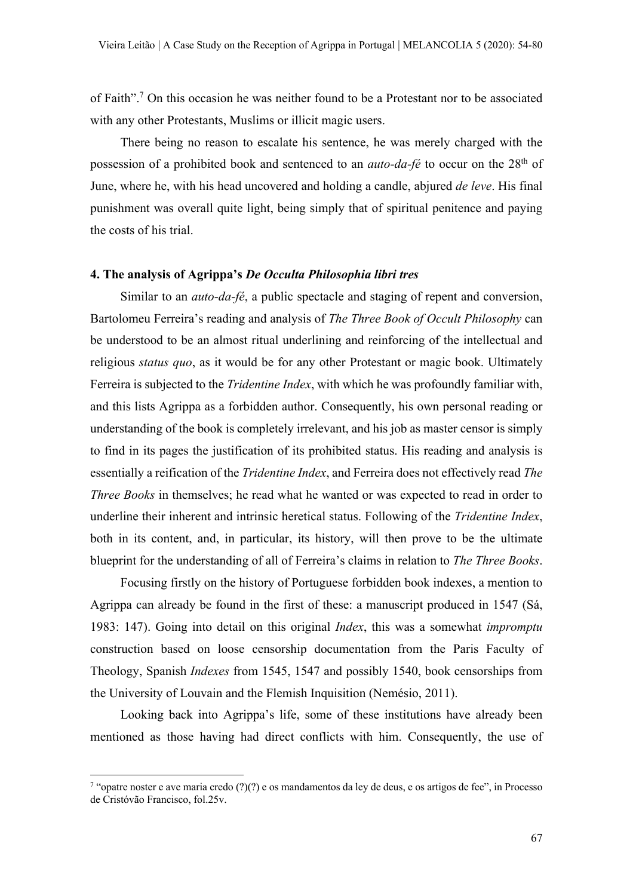of Faith".[7] On this occasion he was neither found to be a Protestant nor to be associated with any other Protestants, Muslims or illicit magic users.

There being no reason to escalate his sentence, he was merely charged with the possession of a prohibited book and sentenced to an *auto-da-fé* to occur on the 28th of June, where he, with his head uncovered and holding a candle, abjured *de leve*. His final punishment was overall quite light, being simply that of spiritual penitence and paying the costs of his trial.

### 4. The analysis of Agrippa's *De Occulta Philosophia libri tres*

Similar to an *auto-da-fé*, a public spectacle and staging of repent and conversion, Bartolomeu Ferreira's reading and analysis of *The Three Book of Occult Philosophy* can be understood to be an almost ritual underlining and reinforcing of the intellectual and religious *status quo*, as it would be for any other Protestant or magic book. Ultimately Ferreira is subjected to the *Tridentine Index*, with which he was profoundly familiar with, and this lists Agrippa as a forbidden author. Consequently, his own personal reading or understanding of the book is completely irrelevant, and his job as master censor is simply to find in its pages the justification of its prohibited status. His reading and analysis is essentially a reification of the *Tridentine Index*, and Ferreira does not effectively read *The Three Books* in themselves; he read what he wanted or was expected to read in order to underline their inherent and intrinsic heretical status. Following of the *Tridentine Index*, both in its content, and, in particular, its history, will then prove to be the ultimate blueprint for the understanding of all of Ferreira's claims in relation to *The Three Books*.

Focusing firstly on the history of Portuguese forbidden book indexes, a mention to Agrippa can already be found in the first of these: a manuscript produced in 1547 (Sá, 1983: 147). Going into detail on this original *Index*, this was a somewhat *impromptu* construction based on loose censorship documentation from the Paris Faculty of Theology, Spanish *Indexes* from 1545, 1547 and possibly 1540, book censorships from the University of Louvain and the Flemish Inquisition (Nemésio, 2011).

Looking back into Agrippa's life, some of these institutions have already been mentioned as those having had direct conflicts with him. Consequently, the use of

---

[7] "opatre noster e ave maria credo (?)(?) e os mandamentos da ley de deus, e os artigos de fee", in Processo de Cristóvão Francisco, fol.25v.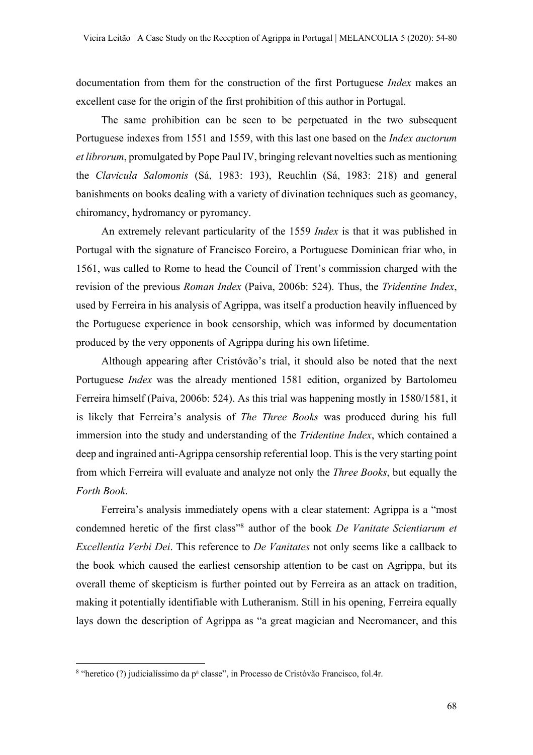documentation from them for the construction of the first Portuguese *Index* makes an excellent case for the origin of the first prohibition of this author in Portugal.

The same prohibition can be seen to be perpetuated in the two subsequent Portuguese indexes from 1551 and 1559, with this last one based on the *Index auctorum et librorum*, promulgated by Pope Paul IV, bringing relevant novelties such as mentioning the *Clavicula Salomonis* (Sá, 1983: 193), Reuchlin (Sá, 1983: 218) and general banishments on books dealing with a variety of divination techniques such as geomancy, chiromancy, hydromancy or pyromancy.

An extremely relevant particularity of the 1559 *Index* is that it was published in Portugal with the signature of Francisco Foreiro, a Portuguese Dominican friar who, in 1561, was called to Rome to head the Council of Trent's commission charged with the revision of the previous *Roman Index* (Paiva, 2006b: 524). Thus, the *Tridentine Index*, used by Ferreira in his analysis of Agrippa, was itself a production heavily influenced by the Portuguese experience in book censorship, which was informed by documentation produced by the very opponents of Agrippa during his own lifetime.

Although appearing after Cristóvão's trial, it should also be noted that the next Portuguese *Index* was the already mentioned 1581 edition, organized by Bartolomeu Ferreira himself (Paiva, 2006b: 524). As this trial was happening mostly in 1580/1581, it is likely that Ferreira's analysis of *The Three Books* was produced during his full immersion into the study and understanding of the *Tridentine Index*, which contained a deep and ingrained anti-Agrippa censorship referential loop. This is the very starting point from which Ferreira will evaluate and analyze not only the *Three Books*, but equally the *Forth Book*.

Ferreira's analysis immediately opens with a clear statement: Agrippa is a "most condemned heretic of the first class"[8] author of the book *De Vanitate Scientiarum et Excellentia Verbi Dei*. This reference to *De Vanitates* not only seems like a callback to the book which caused the earliest censorship attention to be cast on Agrippa, but its overall theme of skepticism is further pointed out by Ferreira as an attack on tradition, making it potentially identifiable with Lutheranism. Still in his opening, Ferreira equally lays down the description of Agrippa as "a great magician and Necromancer, and this

[8] "heretico (?) judicialíssimo da pª classe", in Processo de Cristóvão Francisco, fol.4r.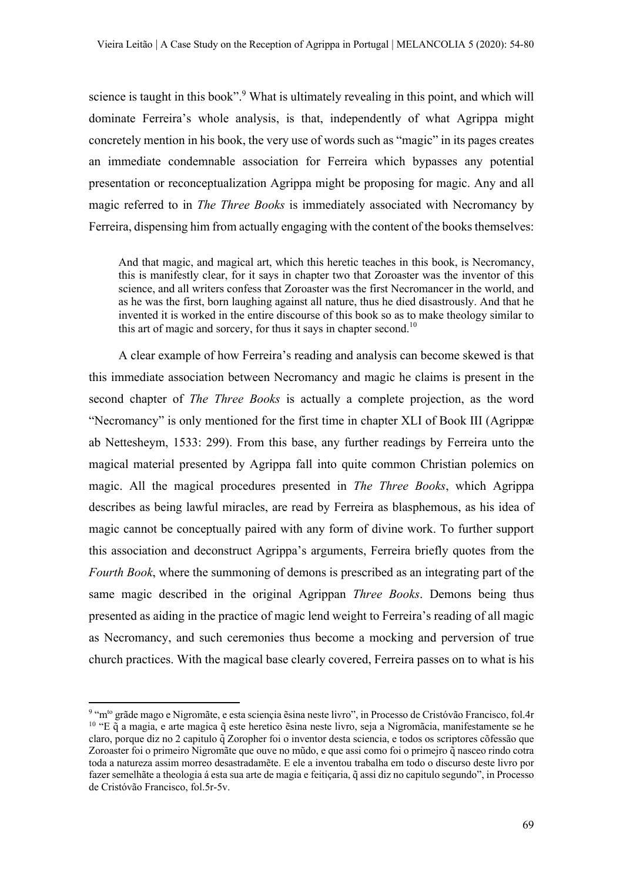science is taught in this book".[9] What is ultimately revealing in this point, and which will dominate Ferreira's whole analysis, is that, independently of what Agrippa might concretely mention in his book, the very use of words such as "magic" in its pages creates an immediate condemnable association for Ferreira which bypasses any potential presentation or reconceptualization Agrippa might be proposing for magic. Any and all magic referred to in *The Three Books* is immediately associated with Necromancy by Ferreira, dispensing him from actually engaging with the content of the books themselves:

> And that magic, and magical art, which this heretic teaches in this book, is Necromancy, this is manifestly clear, for it says in chapter two that Zoroaster was the inventor of this science, and all writers confess that Zoroaster was the first Necromancer in the world, and as he was the first, born laughing against all nature, thus he died disastrously. And that he invented it is worked in the entire discourse of this book so as to make theology similar to this art of magic and sorcery, for thus it says in chapter second.[10]

A clear example of how Ferreira's reading and analysis can become skewed is that this immediate association between Necromancy and magic he claims is present in the second chapter of *The Three Books* is actually a complete projection, as the word "Necromancy" is only mentioned for the first time in chapter XLI of Book III (Agrippæ ab Nettesheym, 1533: 299). From this base, any further readings by Ferreira unto the magical material presented by Agrippa fall into quite common Christian polemics on magic. All the magical procedures presented in *The Three Books*, which Agrippa describes as being lawful miracles, are read by Ferreira as blasphemous, as his idea of magic cannot be conceptually paired with any form of divine work. To further support this association and deconstruct Agrippa's arguments, Ferreira briefly quotes from the *Fourth Book*, where the summoning of demons is prescribed as an integrating part of the same magic described in the original Agrippan *Three Books*. Demons being thus presented as aiding in the practice of magic lend weight to Ferreira's reading of all magic as Necromancy, and such ceremonies thus become a mocking and perversion of true church practices. With the magical base clearly covered, Ferreira passes on to what is his

---

[9] "m[to] grãde mago e Nigromãte, e esta sciençia ẽsina neste livro", in Processo de Cristóvão Francisco, fol.4r

[10] "E q̃ a magia, e arte magica q̃ este heretico ẽsina neste livro, seja a Nigromãcia, manifestamente se he claro, porque diz no 2 capitulo q̃ Zoropher foi o inventor desta sciencia, e todos os scriptores cõfessão que Zoroaster foi o primeiro Nigromãte que ouve no mũdo, e que assi como foi o primejro q̃ nasceo rindo cotra toda a natureza assim morreo desastradamẽte. E ele a inventou trabalha em todo o discurso deste livro por fazer semelhãte a theologia á esta sua arte de magia e feitiçaria, q̃ assi diz no capitulo segundo", in Processo de Cristóvão Francisco, fol.5r-5v.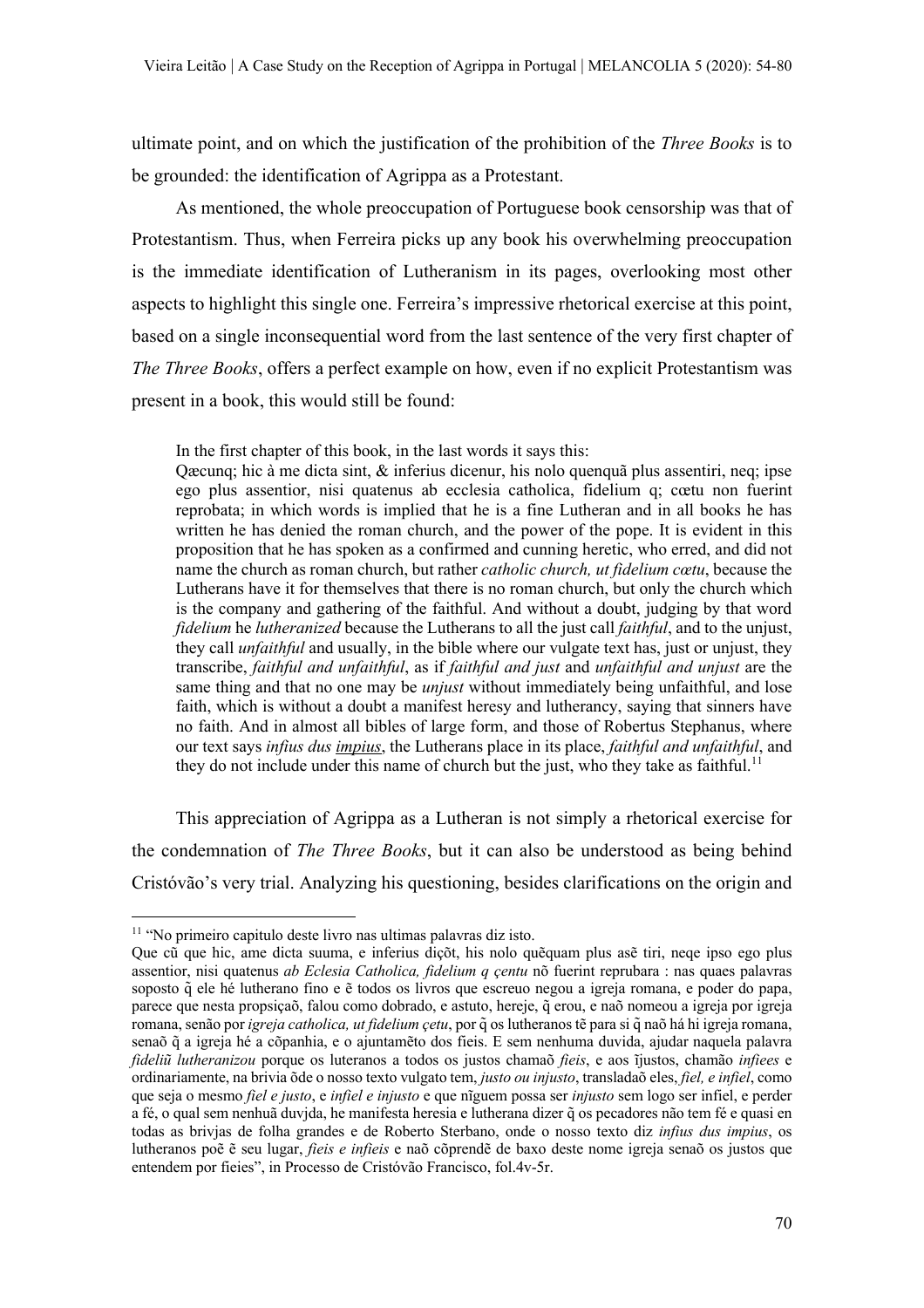ultimate point, and on which the justification of the prohibition of the *Three Books* is to be grounded: the identification of Agrippa as a Protestant.

As mentioned, the whole preoccupation of Portuguese book censorship was that of Protestantism. Thus, when Ferreira picks up any book his overwhelming preoccupation is the immediate identification of Lutheranism in its pages, overlooking most other aspects to highlight this single one. Ferreira's impressive rhetorical exercise at this point, based on a single inconsequential word from the last sentence of the very first chapter of *The Three Books*, offers a perfect example on how, even if no explicit Protestantism was present in a book, this would still be found:

> In the first chapter of this book, in the last words it says this:
> Qæcunq; hic à me dicta sint, & inferius dicenur, his nolo quenquã plus assentiri, neq; ipse ego plus assentior, nisi quatenus ab ecclesia catholica, fidelium q; cœtu non fuerint reprobata; in which words is implied that he is a fine Lutheran and in all books he has written he has denied the roman church, and the power of the pope. It is evident in this proposition that he has spoken as a confirmed and cunning heretic, who erred, and did not name the church as roman church, but rather *catholic church, ut fidelium cœtu*, because the Lutherans have it for themselves that there is no roman church, but only the church which is the company and gathering of the faithful. And without a doubt, judging by that word *fidelium* he *lutheranized* because the Lutherans to all the just call *faithful*, and to the unjust, they call *unfaithful* and usually, in the bible where our vulgate text has, just or unjust, they transcribe, *faithful and unfaithful*, as if *faithful and just* and *unfaithful and unjust* are the same thing and that no one may be *unjust* without immediately being unfaithful, and lose faith, which is without a doubt a manifest heresy and lutherancy, saying that sinners have no faith. And in almost all bibles of large form, and those of Robertus Stephanus, where our text says *infius dus* _*impius*_, the Lutherans place in its place, *faithful and unfaithful*, and they do not include under this name of church but the just, who they take as faithful.[11]

This appreciation of Agrippa as a Lutheran is not simply a rhetorical exercise for the condemnation of *The Three Books*, but it can also be understood as being behind Cristóvão's very trial. Analyzing his questioning, besides clarifications on the origin and

---

[11] "No primeiro capitulo deste livro nas ultimas palavras diz isto.
Que cũ que hic, ame dicta suuma, e inferius diçõt, his nolo quẽquam plus asẽ tiri, neqe ipso ego plus assentior, nisi quatenus *ab Eclesia Catholica, fidelium q çentu* nõ fuerint reprubara : nas quaes palavras soposto q̃ ele hé lutherano fino e ẽ todos os livros que escreuo negou a igreja romana, e poder do papa, parece que nesta propsiçaõ, falou como dobrado, e astuto, hereje, q̃ erou, e naõ nomeou a igreja por igreja romana, senão por *igreja catholica, ut fidelium çetu*, por q̃ os lutheranos tẽ para si q̃ naõ há hi igreja romana, senaõ q̃ a igreja hé a cõpanhia, e o ajuntamẽto dos fieis. E sem nenhuma duvida, ajudar naquela palavra *fideliũ lutheranizou* porque os luteranos a todos os justos chamaõ *fieis*, e aos ĩjustos, chamão *infiees* e ordinariamente, na brivia õde o nosso texto vulgato tem, *justo ou injusto*, transladaõ eles, *fiel, e infiel*, como que seja o mesmo *fiel e justo*, e *infiel e injusto* e que nĩguem possa ser *injusto* sem logo ser infiel, e perder a fé, o qual sem nenhuã duvjda, he manifesta heresia e lutherana dizer q̃ os pecadores não tem fé e quasi en todas as brivjas de folha grandes e de Roberto Sterbano, onde o nosso texto diz *infius dus impius*, os lutheranos poẽ ẽ seu lugar, *fieis e infieis* e naõ cõprendẽ de baxo deste nome igreja senaõ os justos que entendem por fieies", in Processo de Cristóvão Francisco, fol.4v-5r.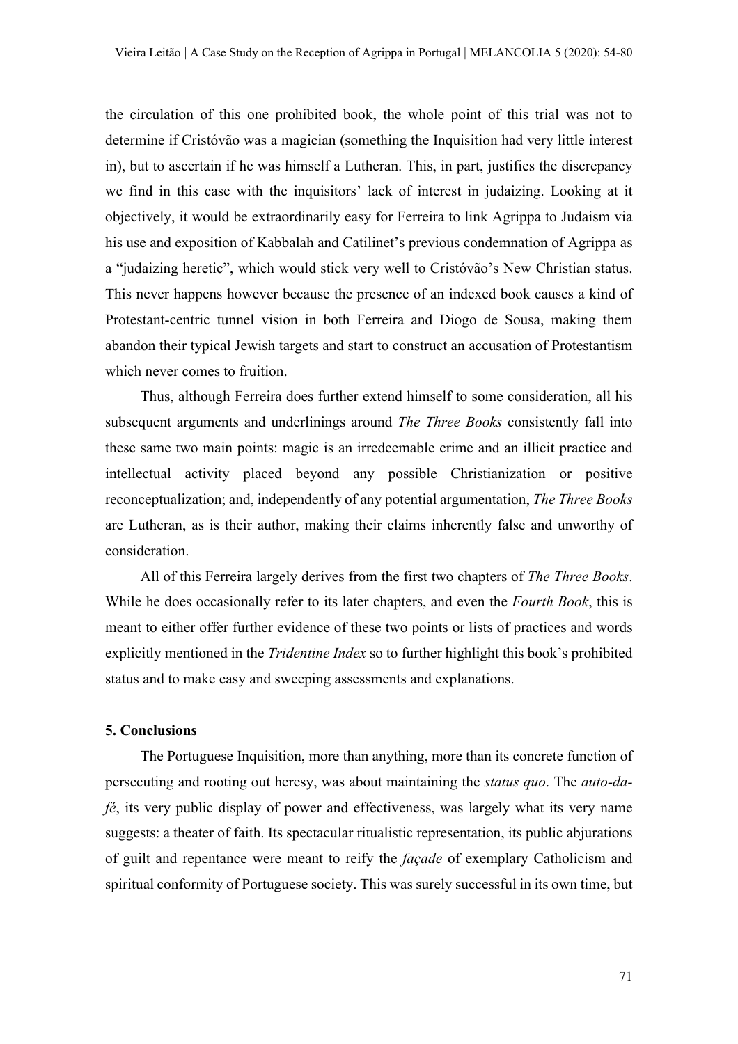the circulation of this one prohibited book, the whole point of this trial was not to determine if Cristóvão was a magician (something the Inquisition had very little interest in), but to ascertain if he was himself a Lutheran. This, in part, justifies the discrepancy we find in this case with the inquisitors' lack of interest in judaizing. Looking at it objectively, it would be extraordinarily easy for Ferreira to link Agrippa to Judaism via his use and exposition of Kabbalah and Catilinet's previous condemnation of Agrippa as a "judaizing heretic", which would stick very well to Cristóvão's New Christian status. This never happens however because the presence of an indexed book causes a kind of Protestant-centric tunnel vision in both Ferreira and Diogo de Sousa, making them abandon their typical Jewish targets and start to construct an accusation of Protestantism which never comes to fruition.

Thus, although Ferreira does further extend himself to some consideration, all his subsequent arguments and underlinings around *The Three Books* consistently fall into these same two main points: magic is an irredeemable crime and an illicit practice and intellectual activity placed beyond any possible Christianization or positive reconceptualization; and, independently of any potential argumentation, *The Three Books* are Lutheran, as is their author, making their claims inherently false and unworthy of consideration.

All of this Ferreira largely derives from the first two chapters of *The Three Books*. While he does occasionally refer to its later chapters, and even the *Fourth Book*, this is meant to either offer further evidence of these two points or lists of practices and words explicitly mentioned in the *Tridentine Index* so to further highlight this book's prohibited status and to make easy and sweeping assessments and explanations.

## 5. Conclusions

The Portuguese Inquisition, more than anything, more than its concrete function of persecuting and rooting out heresy, was about maintaining the *status quo*. The *auto-da-fé*, its very public display of power and effectiveness, was largely what its very name suggests: a theater of faith. Its spectacular ritualistic representation, its public abjurations of guilt and repentance were meant to reify the *façade* of exemplary Catholicism and spiritual conformity of Portuguese society. This was surely successful in its own time, but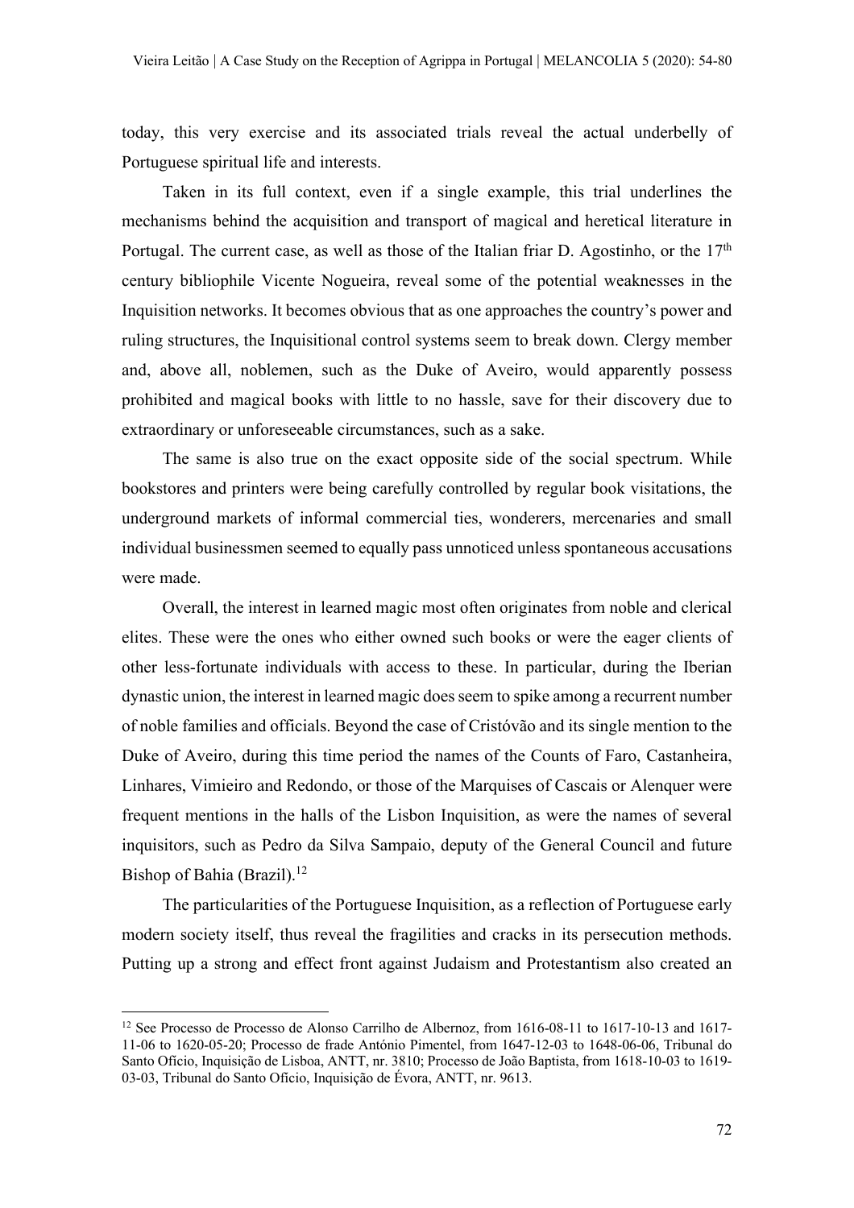today, this very exercise and its associated trials reveal the actual underbelly of Portuguese spiritual life and interests.

Taken in its full context, even if a single example, this trial underlines the mechanisms behind the acquisition and transport of magical and heretical literature in Portugal. The current case, as well as those of the Italian friar D. Agostinho, or the 17th century bibliophile Vicente Nogueira, reveal some of the potential weaknesses in the Inquisition networks. It becomes obvious that as one approaches the country's power and ruling structures, the Inquisitional control systems seem to break down. Clergy member and, above all, noblemen, such as the Duke of Aveiro, would apparently possess prohibited and magical books with little to no hassle, save for their discovery due to extraordinary or unforeseeable circumstances, such as a sake.

The same is also true on the exact opposite side of the social spectrum. While bookstores and printers were being carefully controlled by regular book visitations, the underground markets of informal commercial ties, wonderers, mercenaries and small individual businessmen seemed to equally pass unnoticed unless spontaneous accusations were made.

Overall, the interest in learned magic most often originates from noble and clerical elites. These were the ones who either owned such books or were the eager clients of other less-fortunate individuals with access to these. In particular, during the Iberian dynastic union, the interest in learned magic does seem to spike among a recurrent number of noble families and officials. Beyond the case of Cristóvão and its single mention to the Duke of Aveiro, during this time period the names of the Counts of Faro, Castanheira, Linhares, Vimieiro and Redondo, or those of the Marquises of Cascais or Alenquer were frequent mentions in the halls of the Lisbon Inquisition, as were the names of several inquisitors, such as Pedro da Silva Sampaio, deputy of the General Council and future Bishop of Bahia (Brazil).[12]

The particularities of the Portuguese Inquisition, as a reflection of Portuguese early modern society itself, thus reveal the fragilities and cracks in its persecution methods. Putting up a strong and effect front against Judaism and Protestantism also created an

---

[12] See Processo de Processo de Alonso Carrilho de Albernoz, from 1616-08-11 to 1617-10-13 and 1617-11-06 to 1620-05-20; Processo de frade António Pimentel, from 1647-12-03 to 1648-06-06, Tribunal do Santo Ofício, Inquisição de Lisboa, ANTT, nr. 3810; Processo de João Baptista, from 1618-10-03 to 1619-03-03, Tribunal do Santo Ofício, Inquisição de Évora, ANTT, nr. 9613.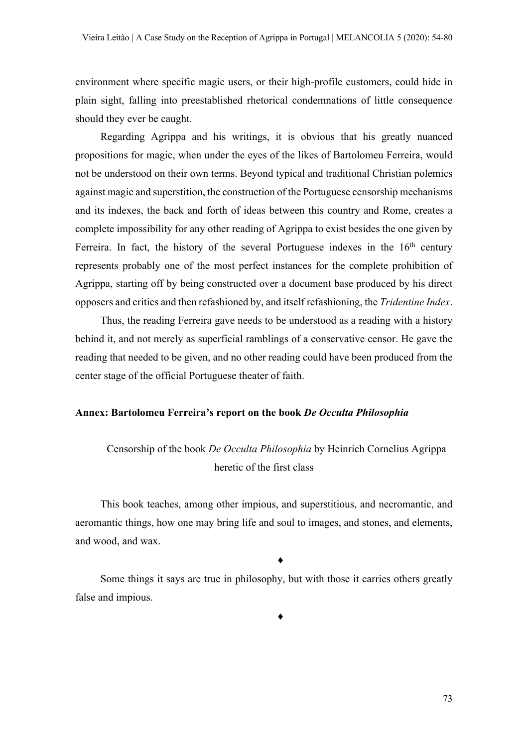environment where specific magic users, or their high-profile customers, could hide in plain sight, falling into preestablished rhetorical condemnations of little consequence should they ever be caught.

Regarding Agrippa and his writings, it is obvious that his greatly nuanced propositions for magic, when under the eyes of the likes of Bartolomeu Ferreira, would not be understood on their own terms. Beyond typical and traditional Christian polemics against magic and superstition, the construction of the Portuguese censorship mechanisms and its indexes, the back and forth of ideas between this country and Rome, creates a complete impossibility for any other reading of Agrippa to exist besides the one given by Ferreira. In fact, the history of the several Portuguese indexes in the 16th century represents probably one of the most perfect instances for the complete prohibition of Agrippa, starting off by being constructed over a document base produced by his direct opposers and critics and then refashioned by, and itself refashioning, the *Tridentine Index*.

Thus, the reading Ferreira gave needs to be understood as a reading with a history behind it, and not merely as superficial ramblings of a conservative censor. He gave the reading that needed to be given, and no other reading could have been produced from the center stage of the official Portuguese theater of faith.

## Annex: Bartolomeu Ferreira's report on the book *De Occulta Philosophia*

Censorship of the book *De Occulta Philosophia* by Heinrich Cornelius Agrippa heretic of the first class

This book teaches, among other impious, and superstitious, and necromantic, and aeromantic things, how one may bring life and soul to images, and stones, and elements, and wood, and wax.

♦

Some things it says are true in philosophy, but with those it carries others greatly false and impious.

♦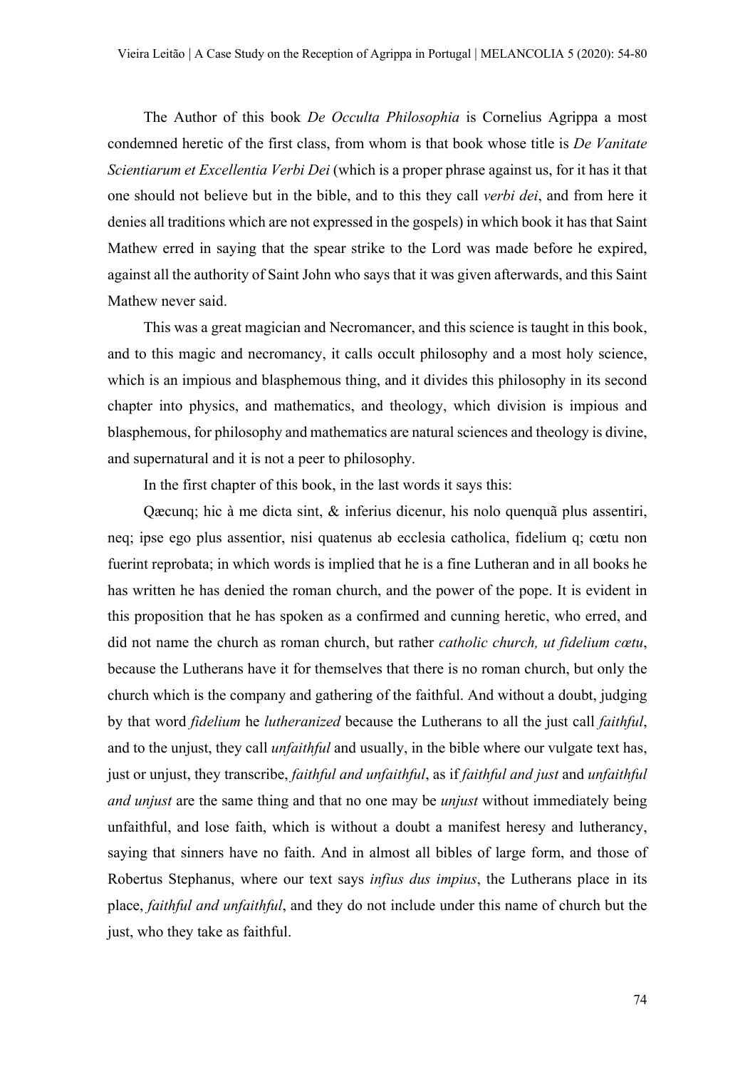The Author of this book *De Occulta Philosophia* is Cornelius Agrippa a most condemned heretic of the first class, from whom is that book whose title is *De Vanitate Scientiarum et Excellentia Verbi Dei* (which is a proper phrase against us, for it has it that one should not believe but in the bible, and to this they call *verbi dei*, and from here it denies all traditions which are not expressed in the gospels) in which book it has that Saint Mathew erred in saying that the spear strike to the Lord was made before he expired, against all the authority of Saint John who says that it was given afterwards, and this Saint Mathew never said.

This was a great magician and Necromancer, and this science is taught in this book, and to this magic and necromancy, it calls occult philosophy and a most holy science, which is an impious and blasphemous thing, and it divides this philosophy in its second chapter into physics, and mathematics, and theology, which division is impious and blasphemous, for philosophy and mathematics are natural sciences and theology is divine, and supernatural and it is not a peer to philosophy.

In the first chapter of this book, in the last words it says this:

Qæcunq; hic à me dicta sint, & inferius dicenur, his nolo quenquã plus assentiri, neq; ipse ego plus assentior, nisi quatenus ab ecclesia catholica, fidelium q; cœtu non fuerint reprobata; in which words is implied that he is a fine Lutheran and in all books he has written he has denied the roman church, and the power of the pope. It is evident in this proposition that he has spoken as a confirmed and cunning heretic, who erred, and did not name the church as roman church, but rather *catholic church, ut fidelium cœtu*, because the Lutherans have it for themselves that there is no roman church, but only the church which is the company and gathering of the faithful. And without a doubt, judging by that word *fidelium* he *lutheranized* because the Lutherans to all the just call *faithful*, and to the unjust, they call *unfaithful* and usually, in the bible where our vulgate text has, just or unjust, they transcribe, *faithful and unfaithful*, as if *faithful and just* and *unfaithful and unjust* are the same thing and that no one may be *unjust* without immediately being unfaithful, and lose faith, which is without a doubt a manifest heresy and lutherancy, saying that sinners have no faith. And in almost all bibles of large form, and those of Robertus Stephanus, where our text says *infius dus impius*, the Lutherans place in its place, *faithful and unfaithful*, and they do not include under this name of church but the just, who they take as faithful.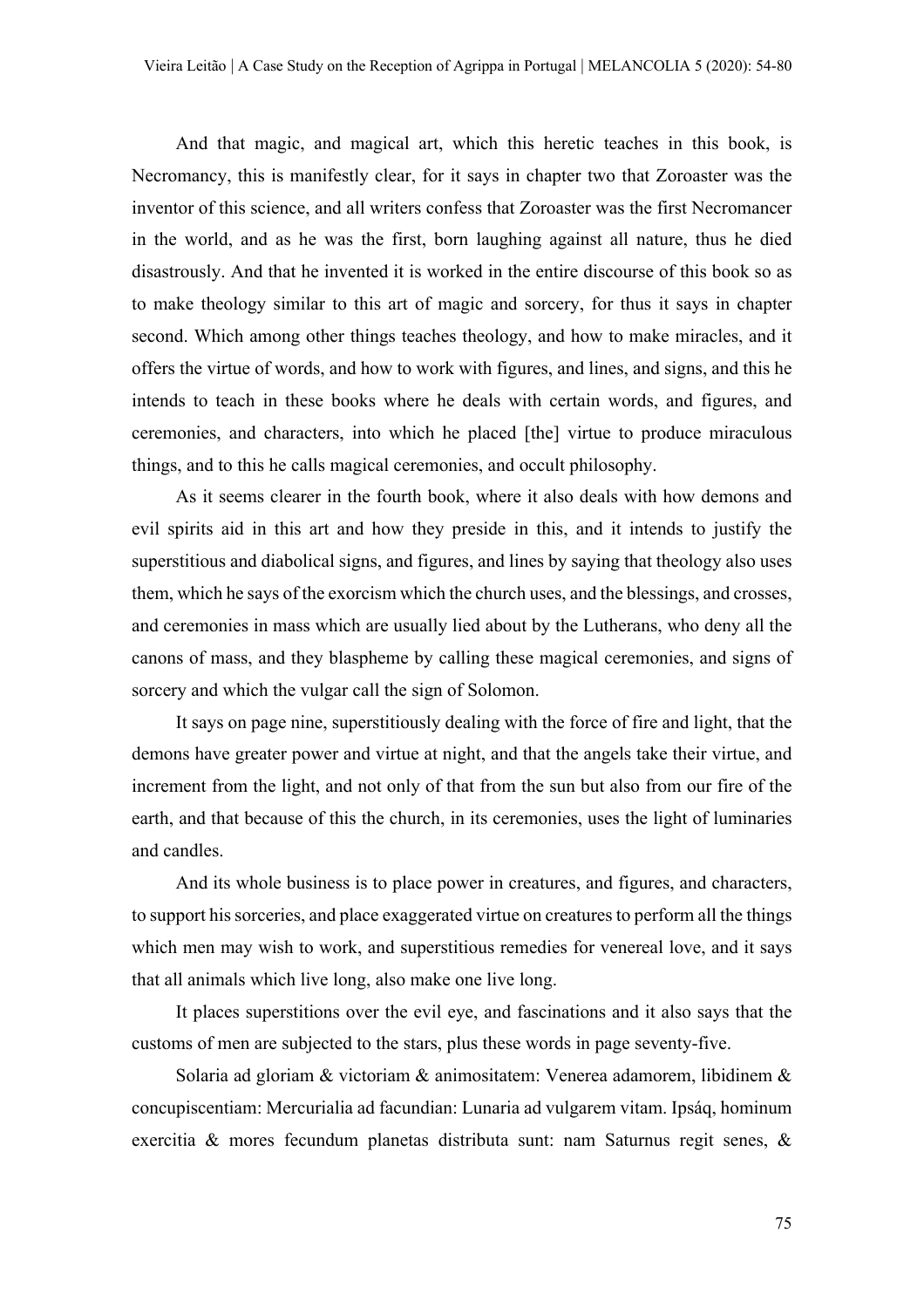And that magic, and magical art, which this heretic teaches in this book, is Necromancy, this is manifestly clear, for it says in chapter two that Zoroaster was the inventor of this science, and all writers confess that Zoroaster was the first Necromancer in the world, and as he was the first, born laughing against all nature, thus he died disastrously. And that he invented it is worked in the entire discourse of this book so as to make theology similar to this art of magic and sorcery, for thus it says in chapter second. Which among other things teaches theology, and how to make miracles, and it offers the virtue of words, and how to work with figures, and lines, and signs, and this he intends to teach in these books where he deals with certain words, and figures, and ceremonies, and characters, into which he placed [the] virtue to produce miraculous things, and to this he calls magical ceremonies, and occult philosophy.

As it seems clearer in the fourth book, where it also deals with how demons and evil spirits aid in this art and how they preside in this, and it intends to justify the superstitious and diabolical signs, and figures, and lines by saying that theology also uses them, which he says of the exorcism which the church uses, and the blessings, and crosses, and ceremonies in mass which are usually lied about by the Lutherans, who deny all the canons of mass, and they blaspheme by calling these magical ceremonies, and signs of sorcery and which the vulgar call the sign of Solomon.

It says on page nine, superstitiously dealing with the force of fire and light, that the demons have greater power and virtue at night, and that the angels take their virtue, and increment from the light, and not only of that from the sun but also from our fire of the earth, and that because of this the church, in its ceremonies, uses the light of luminaries and candles.

And its whole business is to place power in creatures, and figures, and characters, to support his sorceries, and place exaggerated virtue on creatures to perform all the things which men may wish to work, and superstitious remedies for venereal love, and it says that all animals which live long, also make one live long.

It places superstitions over the evil eye, and fascinations and it also says that the customs of men are subjected to the stars, plus these words in page seventy-five.

Solaria ad gloriam & victoriam & animositatem: Venerea adamorem, libidinem & concupiscentiam: Mercurialia ad facundian: Lunaria ad vulgarem vitam. Ipsáq, hominum exercitia & mores fecundum planetas distributa sunt: nam Saturnus regit senes, &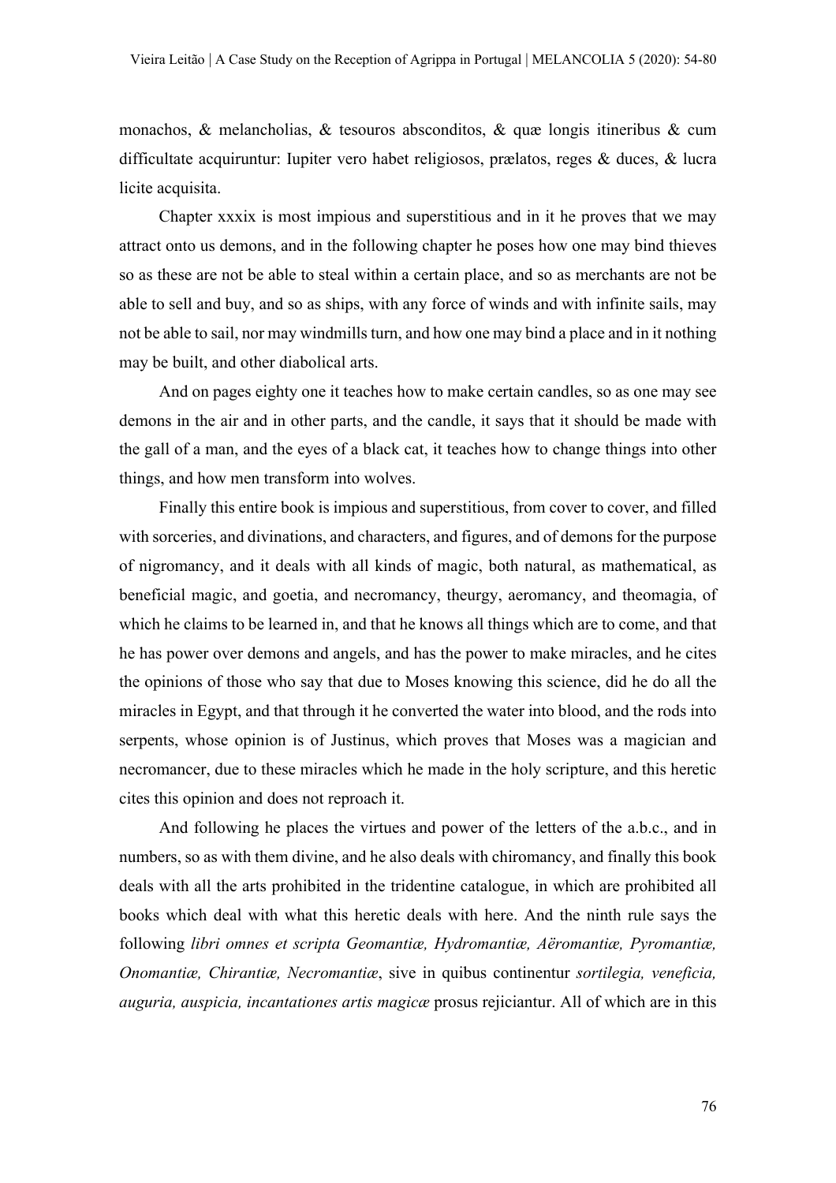monachos, & melancholias, & tesouros absconditos, & quæ longis itineribus & cum difficultate acquiruntur: Iupiter vero habet religiosos, prælatos, reges & duces, & lucra licite acquisita.

Chapter xxxix is most impious and superstitious and in it he proves that we may attract onto us demons, and in the following chapter he poses how one may bind thieves so as these are not be able to steal within a certain place, and so as merchants are not be able to sell and buy, and so as ships, with any force of winds and with infinite sails, may not be able to sail, nor may windmills turn, and how one may bind a place and in it nothing may be built, and other diabolical arts.

And on pages eighty one it teaches how to make certain candles, so as one may see demons in the air and in other parts, and the candle, it says that it should be made with the gall of a man, and the eyes of a black cat, it teaches how to change things into other things, and how men transform into wolves.

Finally this entire book is impious and superstitious, from cover to cover, and filled with sorceries, and divinations, and characters, and figures, and of demons for the purpose of nigromancy, and it deals with all kinds of magic, both natural, as mathematical, as beneficial magic, and goetia, and necromancy, theurgy, aeromancy, and theomagia, of which he claims to be learned in, and that he knows all things which are to come, and that he has power over demons and angels, and has the power to make miracles, and he cites the opinions of those who say that due to Moses knowing this science, did he do all the miracles in Egypt, and that through it he converted the water into blood, and the rods into serpents, whose opinion is of Justinus, which proves that Moses was a magician and necromancer, due to these miracles which he made in the holy scripture, and this heretic cites this opinion and does not reproach it.

And following he places the virtues and power of the letters of the a.b.c., and in numbers, so as with them divine, and he also deals with chiromancy, and finally this book deals with all the arts prohibited in the tridentine catalogue, in which are prohibited all books which deal with what this heretic deals with here. And the ninth rule says the following *libri omnes et scripta Geomantiæ, Hydromantiæ, Aëromantiæ, Pyromantiæ, Onomantiæ, Chirantiæ, Necromantiæ*, sive in quibus continentur *sortilegia, veneficia, auguria, auspicia, incantationes artis magicæ* prosus rejiciantur. All of which are in this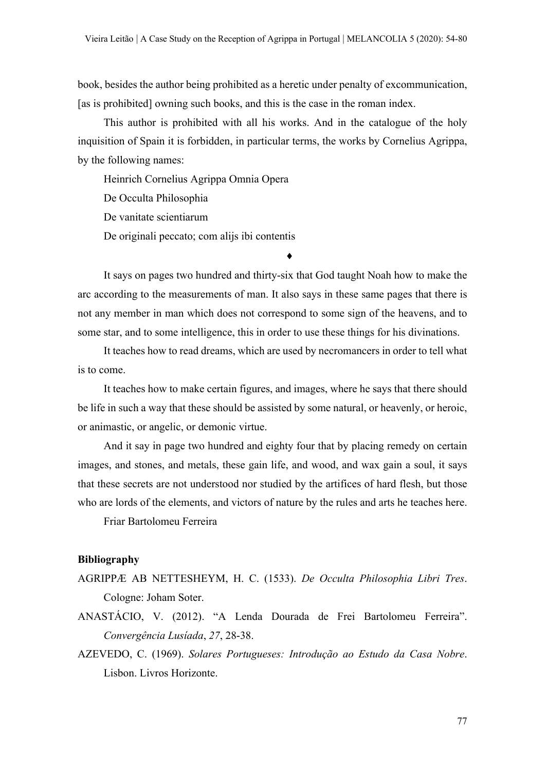book, besides the author being prohibited as a heretic under penalty of excommunication, [as is prohibited] owning such books, and this is the case in the roman index.

This author is prohibited with all his works. And in the catalogue of the holy inquisition of Spain it is forbidden, in particular terms, the works by Cornelius Agrippa, by the following names:

Heinrich Cornelius Agrippa Omnia Opera

De Occulta Philosophia

De vanitate scientiarum

De originali peccato; com alijs ibi contentis

♦

It says on pages two hundred and thirty-six that God taught Noah how to make the arc according to the measurements of man. It also says in these same pages that there is not any member in man which does not correspond to some sign of the heavens, and to some star, and to some intelligence, this in order to use these things for his divinations.

It teaches how to read dreams, which are used by necromancers in order to tell what is to come.

It teaches how to make certain figures, and images, where he says that there should be life in such a way that these should be assisted by some natural, or heavenly, or heroic, or animastic, or angelic, or demonic virtue.

And it say in page two hundred and eighty four that by placing remedy on certain images, and stones, and metals, these gain life, and wood, and wax gain a soul, it says that these secrets are not understood nor studied by the artifices of hard flesh, but those who are lords of the elements, and victors of nature by the rules and arts he teaches here.

Friar Bartolomeu Ferreira

## Bibliography

AGRIPPÆ AB NETTESHEYM, H. C. (1533). *De Occulta Philosophia Libri Tres*. Cologne: Joham Soter.

ANASTÁCIO, V. (2012). "A Lenda Dourada de Frei Bartolomeu Ferreira". *Convergência Lusíada*, *27*, 28-38.

AZEVEDO, C. (1969). *Solares Portugueses: Introdução ao Estudo da Casa Nobre*. Lisbon. Livros Horizonte.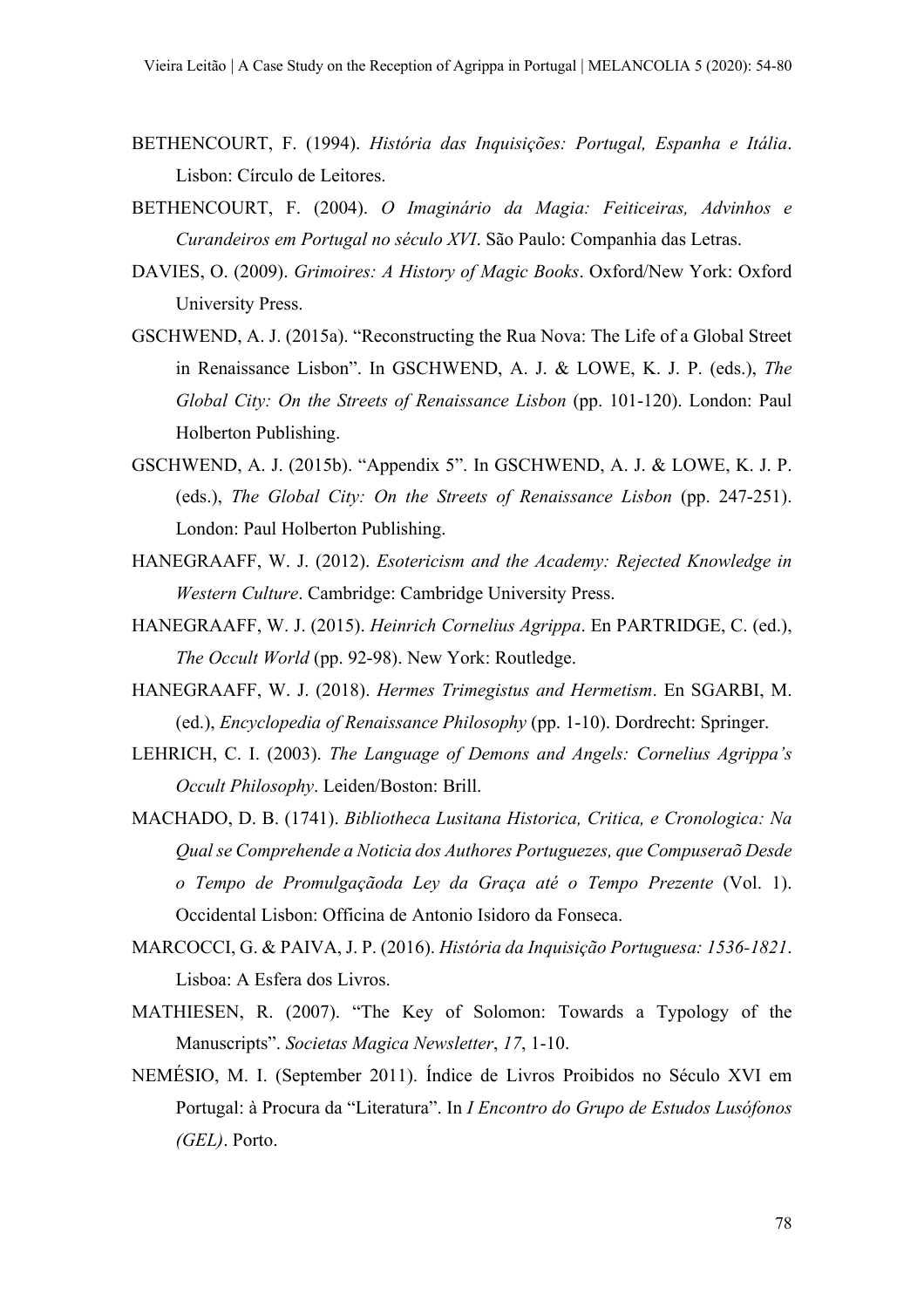BETHENCOURT, F. (1994). *História das Inquisições: Portugal, Espanha e Itália*. Lisbon: Círculo de Leitores.

BETHENCOURT, F. (2004). *O Imaginário da Magia: Feiticeiras, Advinhos e Curandeiros em Portugal no século XVI*. São Paulo: Companhia das Letras.

DAVIES, O. (2009). *Grimoires: A History of Magic Books*. Oxford/New York: Oxford University Press.

GSCHWEND, A. J. (2015a). "Reconstructing the Rua Nova: The Life of a Global Street in Renaissance Lisbon". In GSCHWEND, A. J. & LOWE, K. J. P. (eds.), *The Global City: On the Streets of Renaissance Lisbon* (pp. 101-120). London: Paul Holberton Publishing.

GSCHWEND, A. J. (2015b). "Appendix 5". In GSCHWEND, A. J. & LOWE, K. J. P. (eds.), *The Global City: On the Streets of Renaissance Lisbon* (pp. 247-251). London: Paul Holberton Publishing.

HANEGRAAFF, W. J. (2012). *Esotericism and the Academy: Rejected Knowledge in Western Culture*. Cambridge: Cambridge University Press.

HANEGRAAFF, W. J. (2015). *Heinrich Cornelius Agrippa*. En PARTRIDGE, C. (ed.), *The Occult World* (pp. 92-98). New York: Routledge.

HANEGRAAFF, W. J. (2018). *Hermes Trimegistus and Hermetism*. En SGARBI, M. (ed.), *Encyclopedia of Renaissance Philosophy* (pp. 1-10). Dordrecht: Springer.

LEHRICH, C. I. (2003). *The Language of Demons and Angels: Cornelius Agrippa's Occult Philosophy*. Leiden/Boston: Brill.

MACHADO, D. B. (1741). *Bibliotheca Lusitana Historica, Critica, e Cronologica: Na Qual se Comprehende a Noticia dos Authores Portuguezes, que Compuseraõ Desde o Tempo de Promulgaçãoda Ley da Graça até o Tempo Prezente* (Vol. 1). Occidental Lisbon: Officina de Antonio Isidoro da Fonseca.

MARCOCCI, G. & PAIVA, J. P. (2016). *História da Inquisição Portuguesa: 1536-1821*. Lisboa: A Esfera dos Livros.

MATHIESEN, R. (2007). "The Key of Solomon: Towards a Typology of the Manuscripts". *Societas Magica Newsletter*, *17*, 1-10.

NEMÉSIO, M. I. (September 2011). Índice de Livros Proibidos no Século XVI em Portugal: à Procura da "Literatura". In *I Encontro do Grupo de Estudos Lusófonos (GEL)*. Porto.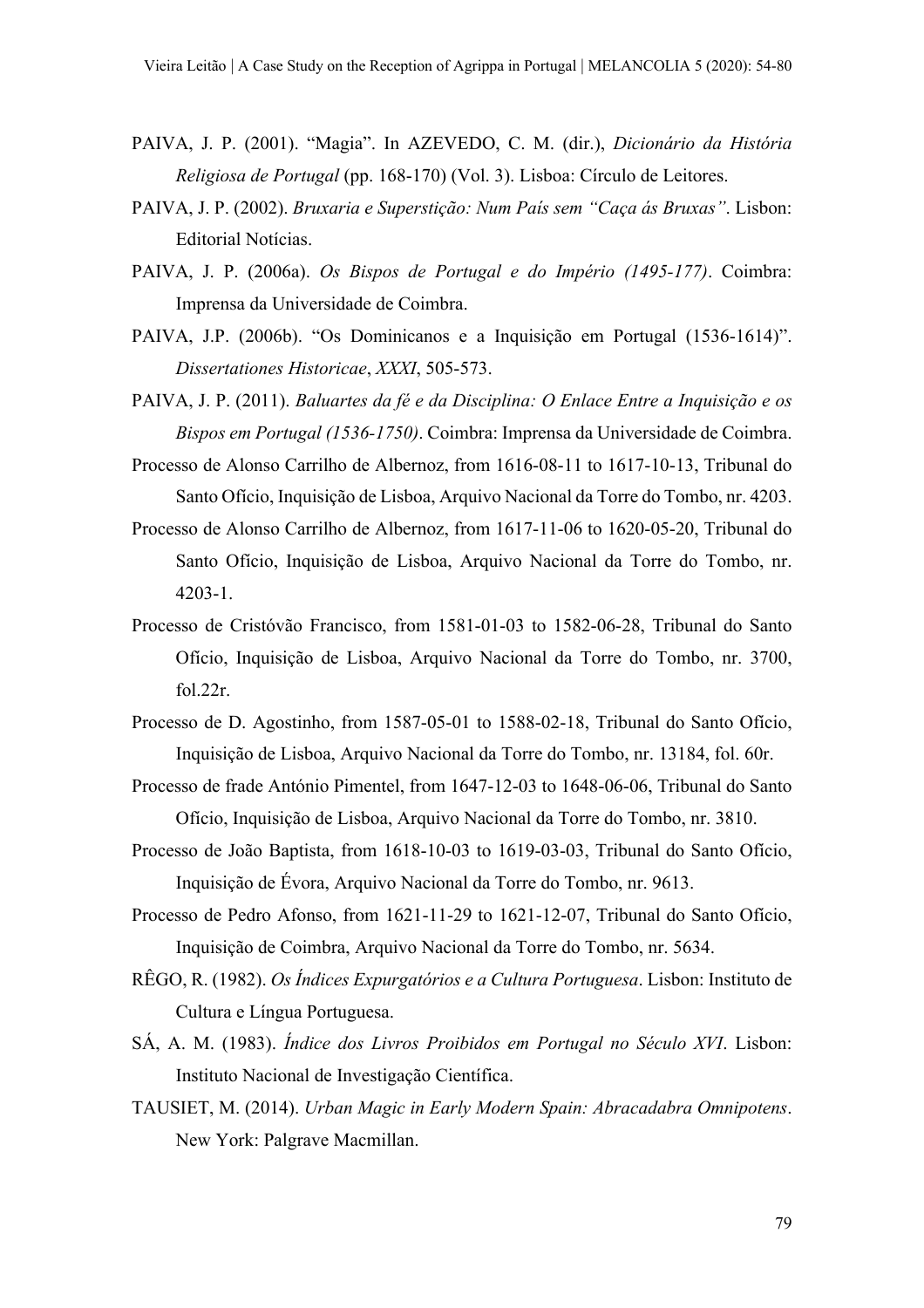PAIVA, J. P. (2001). "Magia". In AZEVEDO, C. M. (dir.), *Dicionário da História Religiosa de Portugal* (pp. 168-170) (Vol. 3). Lisboa: Círculo de Leitores.

PAIVA, J. P. (2002). *Bruxaria e Superstição: Num País sem "Caça ás Bruxas"*. Lisbon: Editorial Notícias.

PAIVA, J. P. (2006a). *Os Bispos de Portugal e do Império (1495-177)*. Coimbra: Imprensa da Universidade de Coimbra.

PAIVA, J.P. (2006b). "Os Dominicanos e a Inquisição em Portugal (1536-1614)". *Dissertationes Historicae*, *XXXI*, 505-573.

PAIVA, J. P. (2011). *Baluartes da fé e da Disciplina: O Enlace Entre a Inquisição e os Bispos em Portugal (1536-1750)*. Coimbra: Imprensa da Universidade de Coimbra.

Processo de Alonso Carrilho de Albernoz, from 1616-08-11 to 1617-10-13, Tribunal do Santo Ofício, Inquisição de Lisboa, Arquivo Nacional da Torre do Tombo, nr. 4203.

Processo de Alonso Carrilho de Albernoz, from 1617-11-06 to 1620-05-20, Tribunal do Santo Ofício, Inquisição de Lisboa, Arquivo Nacional da Torre do Tombo, nr. 4203-1.

Processo de Cristóvão Francisco, from 1581-01-03 to 1582-06-28, Tribunal do Santo Ofício, Inquisição de Lisboa, Arquivo Nacional da Torre do Tombo, nr. 3700, fol.22r.

Processo de D. Agostinho, from 1587-05-01 to 1588-02-18, Tribunal do Santo Ofício, Inquisição de Lisboa, Arquivo Nacional da Torre do Tombo, nr. 13184, fol. 60r.

Processo de frade António Pimentel, from 1647-12-03 to 1648-06-06, Tribunal do Santo Ofício, Inquisição de Lisboa, Arquivo Nacional da Torre do Tombo, nr. 3810.

Processo de João Baptista, from 1618-10-03 to 1619-03-03, Tribunal do Santo Ofício, Inquisição de Évora, Arquivo Nacional da Torre do Tombo, nr. 9613.

Processo de Pedro Afonso, from 1621-11-29 to 1621-12-07, Tribunal do Santo Ofício, Inquisição de Coimbra, Arquivo Nacional da Torre do Tombo, nr. 5634.

RÊGO, R. (1982). *Os Índices Expurgatórios e a Cultura Portuguesa*. Lisbon: Instituto de Cultura e Língua Portuguesa.

SÁ, A. M. (1983). *Índice dos Livros Proibidos em Portugal no Século XVI*. Lisbon: Instituto Nacional de Investigação Científica.

TAUSIET, M. (2014). *Urban Magic in Early Modern Spain: Abracadabra Omnipotens*. New York: Palgrave Macmillan.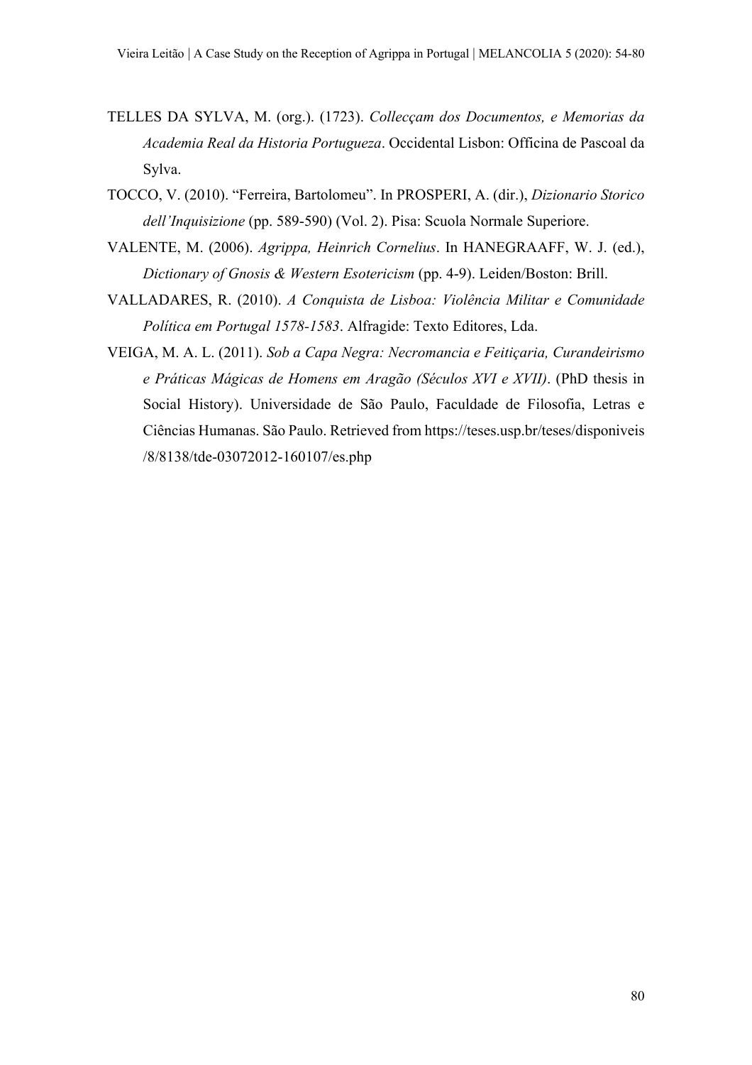TELLES DA SYLVA, M. (org.). (1723). *Collecçam dos Documentos, e Memorias da Academia Real da Historia Portugueza*. Occidental Lisbon: Officina de Pascoal da Sylva.

TOCCO, V. (2010). "Ferreira, Bartolomeu". In PROSPERI, A. (dir.), *Dizionario Storico dell'Inquisizione* (pp. 589-590) (Vol. 2). Pisa: Scuola Normale Superiore.

VALENTE, M. (2006). *Agrippa, Heinrich Cornelius*. In HANEGRAAFF, W. J. (ed.), *Dictionary of Gnosis & Western Esotericism* (pp. 4-9). Leiden/Boston: Brill.

VALLADARES, R. (2010). *A Conquista de Lisboa: Violência Militar e Comunidade Política em Portugal 1578-1583*. Alfragide: Texto Editores, Lda.

VEIGA, M. A. L. (2011). *Sob a Capa Negra: Necromancia e Feitiçaria, Curandeirismo e Práticas Mágicas de Homens em Aragão (Séculos XVI e XVII)*. (PhD thesis in Social History). Universidade de São Paulo, Faculdade de Filosofia, Letras e Ciências Humanas. São Paulo. Retrieved from https://teses.usp.br/teses/disponiveis/8/8138/tde-03072012-160107/es.php